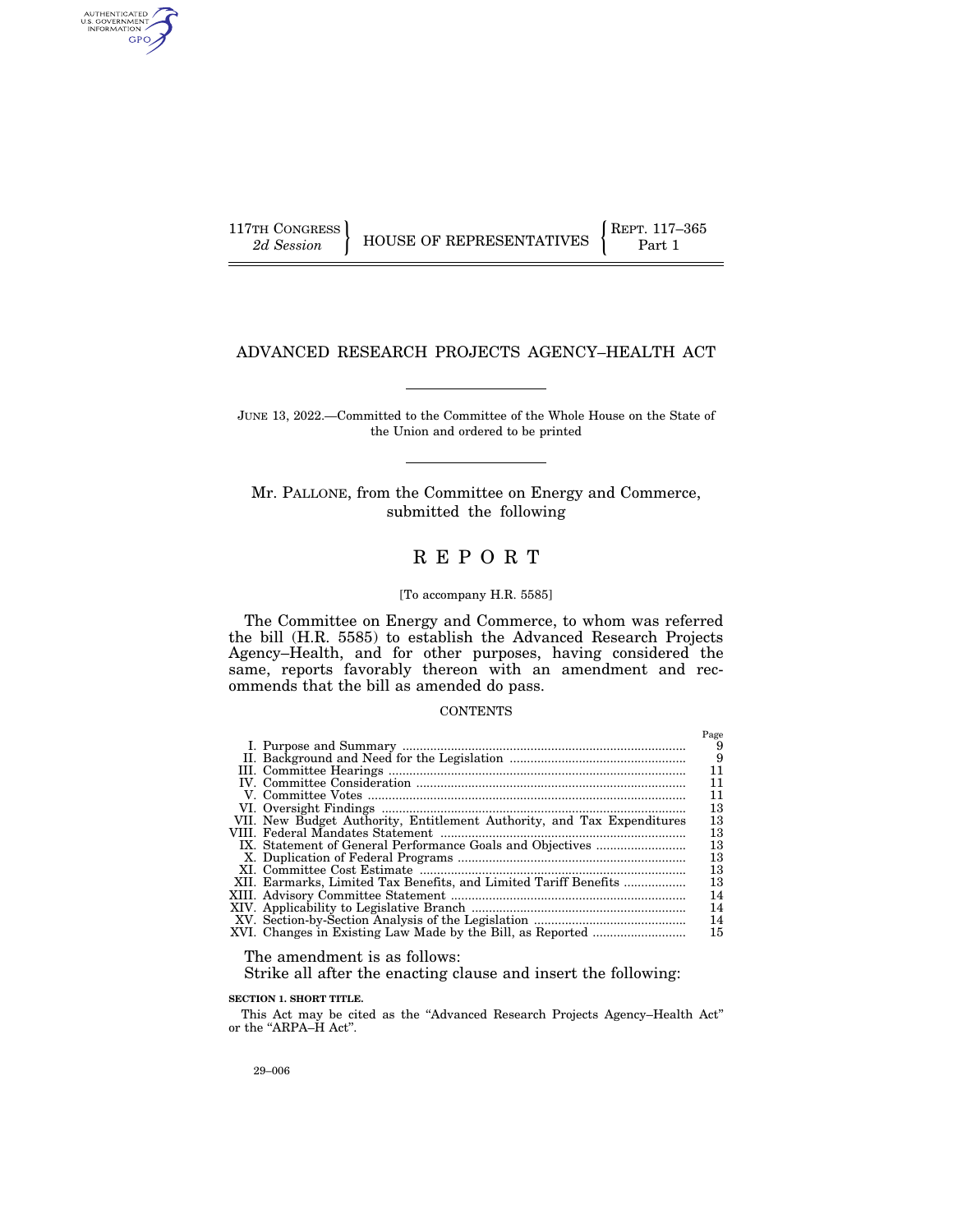117TH CONGRESS
2d Session

HOUSE OF REPRESENTATIVES

REPT. 117–365
Part 1

# ADVANCED RESEARCH PROJECTS AGENCY–HEALTH ACT

JUNE 13, 2022.—Committed to the Committee of the Whole House on the State of the Union and ordered to be printed

Mr. PALLONE, from the Committee on Energy and Commerce, submitted the following

# REPORT

[To accompany H.R. 5585]

The Committee on Energy and Commerce, to whom was referred the bill (H.R. 5585) to establish the Advanced Research Projects Agency–Health, and for other purposes, having considered the same, reports favorably thereon with an amendment and recommends that the bill as amended do pass.

CONTENTS

| | | Page |
|---|---|---|
| I. | Purpose and Summary | 9 |
| II. | Background and Need for the Legislation | 9 |
| III. | Committee Hearings | 11 |
| IV. | Committee Consideration | 11 |
| V. | Committee Votes | 11 |
| VI. | Oversight Findings | 13 |
| VII. | New Budget Authority, Entitlement Authority, and Tax Expenditures | 13 |
| VIII. | Federal Mandates Statement | 13 |
| IX. | Statement of General Performance Goals and Objectives | 13 |
| X. | Duplication of Federal Programs | 13 |
| XI. | Committee Cost Estimate | 13 |
| XII. | Earmarks, Limited Tax Benefits, and Limited Tariff Benefits | 13 |
| XIII. | Advisory Committee Statement | 14 |
| XIV. | Applicability to Legislative Branch | 14 |
| XV. | Section-by-Section Analysis of the Legislation | 14 |
| XVI. | Changes in Existing Law Made by the Bill, as Reported | 15 |

The amendment is as follows:

Strike all after the enacting clause and insert the following:

**SECTION 1. SHORT TITLE.**

This Act may be cited as the "Advanced Research Projects Agency–Health Act" or the "ARPA–H Act".

29–006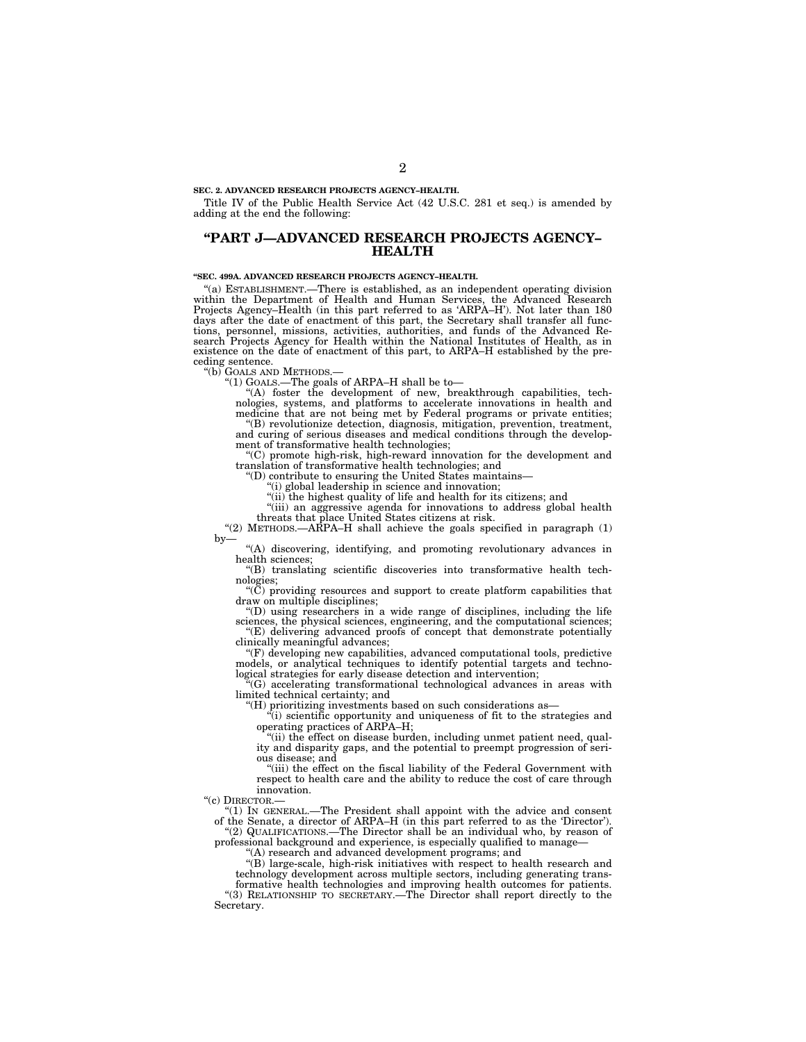**SEC. 2. ADVANCED RESEARCH PROJECTS AGENCY–HEALTH.**

Title IV of the Public Health Service Act (42 U.S.C. 281 et seq.) is amended by adding at the end the following:

## "PART J—ADVANCED RESEARCH PROJECTS AGENCY–HEALTH

**"SEC. 499A. ADVANCED RESEARCH PROJECTS AGENCY–HEALTH.**

"(a) ESTABLISHMENT.—There is established, as an independent operating division within the Department of Health and Human Services, the Advanced Research Projects Agency–Health (in this part referred to as 'ARPA–H'). Not later than 180 days after the date of enactment of this part, the Secretary shall transfer all functions, personnel, missions, activities, authorities, and funds of the Advanced Research Projects Agency for Health within the National Institutes of Health, as in existence on the date of enactment of this part, to ARPA–H established by the preceding sentence.

"(b) GOALS AND METHODS.—

"(1) GOALS.—The goals of ARPA–H shall be to—

"(A) foster the development of new, breakthrough capabilities, technologies, systems, and platforms to accelerate innovations in health and medicine that are not being met by Federal programs or private entities;

"(B) revolutionize detection, diagnosis, mitigation, prevention, treatment, and curing of serious diseases and medical conditions through the development of transformative health technologies;

"(C) promote high-risk, high-reward innovation for the development and translation of transformative health technologies; and

"(D) contribute to ensuring the United States maintains—

"(i) global leadership in science and innovation;

"(ii) the highest quality of life and health for its citizens; and

"(iii) an aggressive agenda for innovations to address global health threats that place United States citizens at risk.

"(2) METHODS.—ARPA–H shall achieve the goals specified in paragraph (1) by—

"(A) discovering, identifying, and promoting revolutionary advances in health sciences;

"(B) translating scientific discoveries into transformative health technologies;

"(C) providing resources and support to create platform capabilities that draw on multiple disciplines;

"(D) using researchers in a wide range of disciplines, including the life sciences, the physical sciences, engineering, and the computational sciences;

"(E) delivering advanced proofs of concept that demonstrate potentially clinically meaningful advances;

"(F) developing new capabilities, advanced computational tools, predictive models, or analytical techniques to identify potential targets and technological strategies for early disease detection and intervention;

"(G) accelerating transformational technological advances in areas with limited technical certainty; and

"(H) prioritizing investments based on such considerations as—

"(i) scientific opportunity and uniqueness of fit to the strategies and operating practices of ARPA–H;

"(ii) the effect on disease burden, including unmet patient need, quality and disparity gaps, and the potential to preempt progression of serious disease; and

"(iii) the effect on the fiscal liability of the Federal Government with respect to health care and the ability to reduce the cost of care through innovation.

"(c) DIRECTOR.—

"(1) IN GENERAL.—The President shall appoint with the advice and consent of the Senate, a director of ARPA–H (in this part referred to as the 'Director').

"(2) QUALIFICATIONS.—The Director shall be an individual who, by reason of professional background and experience, is especially qualified to manage—

"(A) research and advanced development programs; and

"(B) large-scale, high-risk initiatives with respect to health research and technology development across multiple sectors, including generating transformative health technologies and improving health outcomes for patients.

"(3) RELATIONSHIP TO SECRETARY.—The Director shall report directly to the Secretary.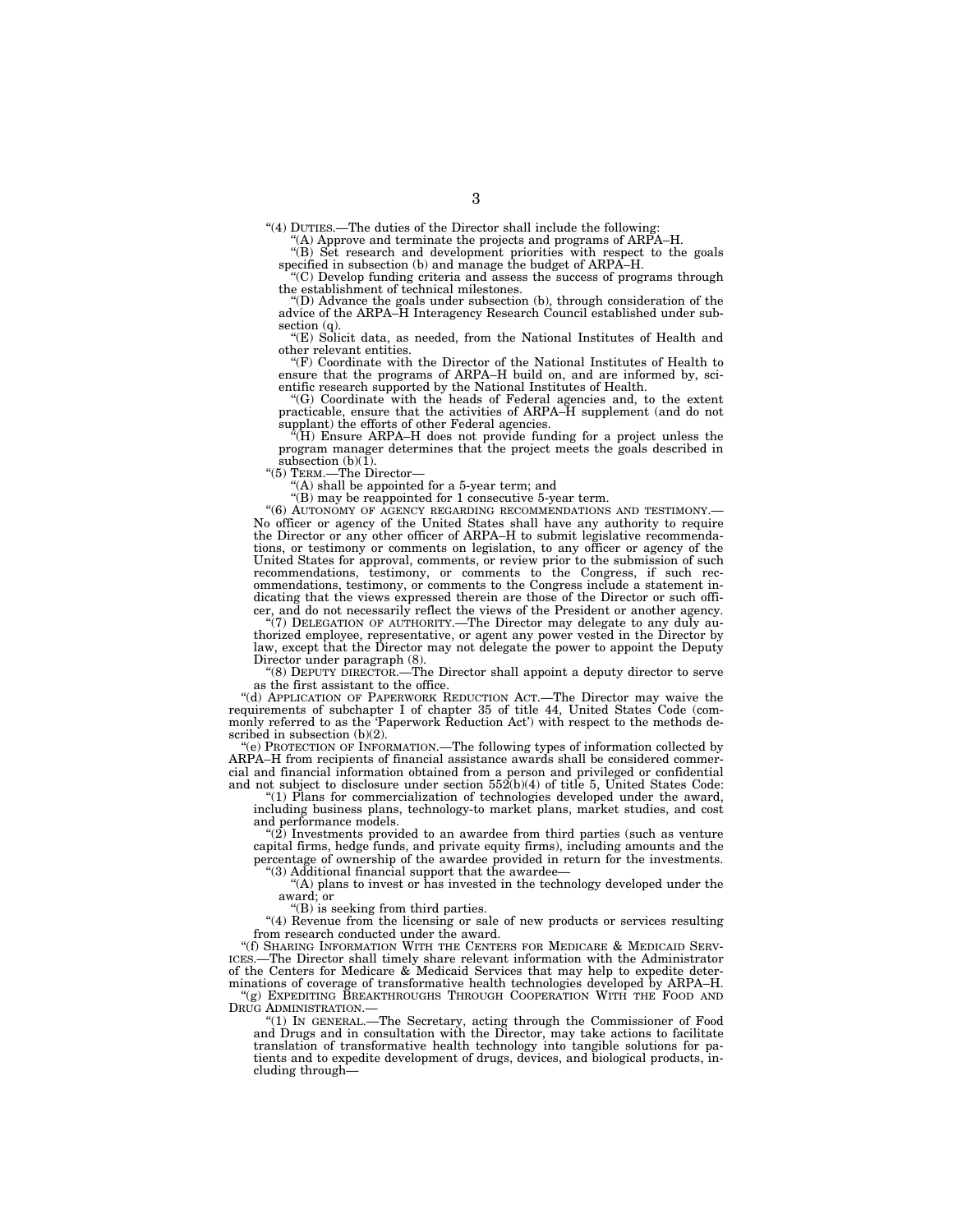"(4) DUTIES.—The duties of the Director shall include the following:

"(A) Approve and terminate the projects and programs of ARPA–H.

"(B) Set research and development priorities with respect to the goals specified in subsection (b) and manage the budget of ARPA–H.

"(C) Develop funding criteria and assess the success of programs through the establishment of technical milestones.

"(D) Advance the goals under subsection (b), through consideration of the advice of the ARPA–H Interagency Research Council established under subsection (q).

"(E) Solicit data, as needed, from the National Institutes of Health and other relevant entities.

"(F) Coordinate with the Director of the National Institutes of Health to ensure that the programs of ARPA–H build on, and are informed by, scientific research supported by the National Institutes of Health.

"(G) Coordinate with the heads of Federal agencies and, to the extent practicable, ensure that the activities of ARPA–H supplement (and do not supplant) the efforts of other Federal agencies.

"(H) Ensure ARPA–H does not provide funding for a project unless the program manager determines that the project meets the goals described in subsection (b)(1).

"(5) TERM.—The Director—

"(A) shall be appointed for a 5-year term; and

"(B) may be reappointed for 1 consecutive 5-year term.

"(6) AUTONOMY OF AGENCY REGARDING RECOMMENDATIONS AND TESTIMONY.—No officer or agency of the United States shall have any authority to require the Director or any other officer of ARPA–H to submit legislative recommendations, or testimony or comments on legislation, to any officer or agency of the United States for approval, comments, or review prior to the submission of such recommendations, testimony, or comments to the Congress, if such recommendations, testimony, or comments to the Congress include a statement indicating that the views expressed therein are those of the Director or such officer, and do not necessarily reflect the views of the President or another agency.

"(7) DELEGATION OF AUTHORITY.—The Director may delegate to any duly authorized employee, representative, or agent any power vested in the Director by law, except that the Director may not delegate the power to appoint the Deputy Director under paragraph (8).

"(8) DEPUTY DIRECTOR.—The Director shall appoint a deputy director to serve as the first assistant to the office.

"(d) APPLICATION OF PAPERWORK REDUCTION ACT.—The Director may waive the requirements of subchapter I of chapter 35 of title 44, United States Code (commonly referred to as the 'Paperwork Reduction Act') with respect to the methods described in subsection (b)(2).

"(e) PROTECTION OF INFORMATION.—The following types of information collected by ARPA–H from recipients of financial assistance awards shall be considered commercial and financial information obtained from a person and privileged or confidential and not subject to disclosure under section 552(b)(4) of title 5, United States Code:

"(1) Plans for commercialization of technologies developed under the award, including business plans, technology-to market plans, market studies, and cost and performance models.

"(2) Investments provided to an awardee from third parties (such as venture capital firms, hedge funds, and private equity firms), including amounts and the percentage of ownership of the awardee provided in return for the investments.

"(3) Additional financial support that the awardee—

"(A) plans to invest or has invested in the technology developed under the award; or

"(B) is seeking from third parties.

"(4) Revenue from the licensing or sale of new products or services resulting from research conducted under the award.

"(f) SHARING INFORMATION WITH THE CENTERS FOR MEDICARE & MEDICAID SERVICES.—The Director shall timely share relevant information with the Administrator of the Centers for Medicare & Medicaid Services that may help to expedite determinations of coverage of transformative health technologies developed by ARPA–H.

"(g) EXPEDITING BREAKTHROUGHS THROUGH COOPERATION WITH THE FOOD AND DRUG ADMINISTRATION.—

"(1) IN GENERAL.—The Secretary, acting through the Commissioner of Food and Drugs and in consultation with the Director, may take actions to facilitate translation of transformative health technology into tangible solutions for patients and to expedite development of drugs, devices, and biological products, including through—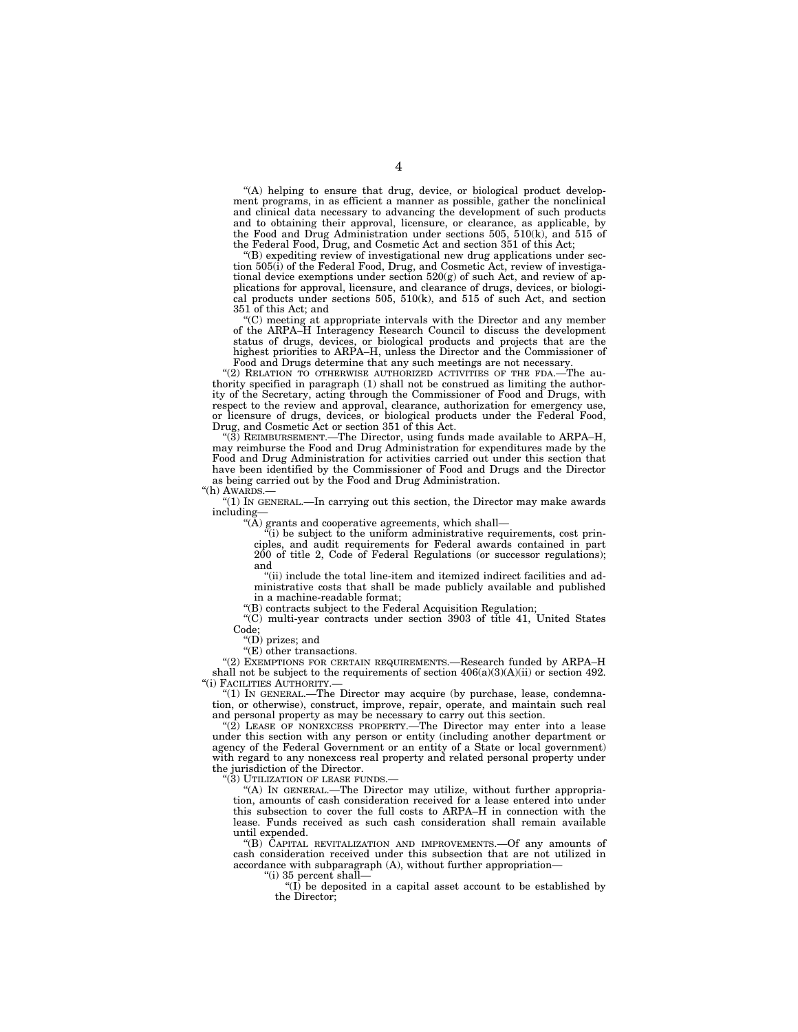"(A) helping to ensure that drug, device, or biological product development programs, in as efficient a manner as possible, gather the nonclinical and clinical data necessary to advancing the development of such products and to obtaining their approval, licensure, or clearance, as applicable, by the Food and Drug Administration under sections 505, 510(k), and 515 of the Federal Food, Drug, and Cosmetic Act and section 351 of this Act;

"(B) expediting review of investigational new drug applications under section 505(i) of the Federal Food, Drug, and Cosmetic Act, review of investigational device exemptions under section 520(g) of such Act, and review of applications for approval, licensure, and clearance of drugs, devices, or biological products under sections 505, 510(k), and 515 of such Act, and section 351 of this Act; and

"(C) meeting at appropriate intervals with the Director and any member of the ARPA–H Interagency Research Council to discuss the development status of drugs, devices, or biological products and projects that are the highest priorities to ARPA–H, unless the Director and the Commissioner of Food and Drugs determine that any such meetings are not necessary.

"(2) RELATION TO OTHERWISE AUTHORIZED ACTIVITIES OF THE FDA.—The authority specified in paragraph (1) shall not be construed as limiting the authority of the Secretary, acting through the Commissioner of Food and Drugs, with respect to the review and approval, clearance, authorization for emergency use, or licensure of drugs, devices, or biological products under the Federal Food, Drug, and Cosmetic Act or section 351 of this Act.

"(3) REIMBURSEMENT.—The Director, using funds made available to ARPA–H, may reimburse the Food and Drug Administration for expenditures made by the Food and Drug Administration for activities carried out under this section that have been identified by the Commissioner of Food and Drugs and the Director as being carried out by the Food and Drug Administration.

"(h) AWARDS.—

"(1) IN GENERAL.—In carrying out this section, the Director may make awards including—

"(A) grants and cooperative agreements, which shall—

"(i) be subject to the uniform administrative requirements, cost principles, and audit requirements for Federal awards contained in part 200 of title 2, Code of Federal Regulations (or successor regulations); and

"(ii) include the total line-item and itemized indirect facilities and administrative costs that shall be made publicly available and published in a machine-readable format;

"(B) contracts subject to the Federal Acquisition Regulation;

"(C) multi-year contracts under section 3903 of title 41, United States Code;

"(D) prizes; and

"(E) other transactions.

"(2) EXEMPTIONS FOR CERTAIN REQUIREMENTS.—Research funded by ARPA–H shall not be subject to the requirements of section 406(a)(3)(A)(ii) or section 492.

"(i) FACILITIES AUTHORITY.—

"(1) IN GENERAL.—The Director may acquire (by purchase, lease, condemnation, or otherwise), construct, improve, repair, operate, and maintain such real and personal property as may be necessary to carry out this section.

"(2) LEASE OF NONEXCESS PROPERTY.—The Director may enter into a lease under this section with any person or entity (including another department or agency of the Federal Government or an entity of a State or local government) with regard to any nonexcess real property and related personal property under the jurisdiction of the Director.

"(3) UTILIZATION OF LEASE FUNDS.—

"(A) IN GENERAL.—The Director may utilize, without further appropriation, amounts of cash consideration received for a lease entered into under this subsection to cover the full costs to ARPA–H in connection with the lease. Funds received as such cash consideration shall remain available until expended.

"(B) CAPITAL REVITALIZATION AND IMPROVEMENTS.—Of any amounts of cash consideration received under this subsection that are not utilized in accordance with subparagraph (A), without further appropriation—

"(i) 35 percent shall—

"(I) be deposited in a capital asset account to be established by the Director;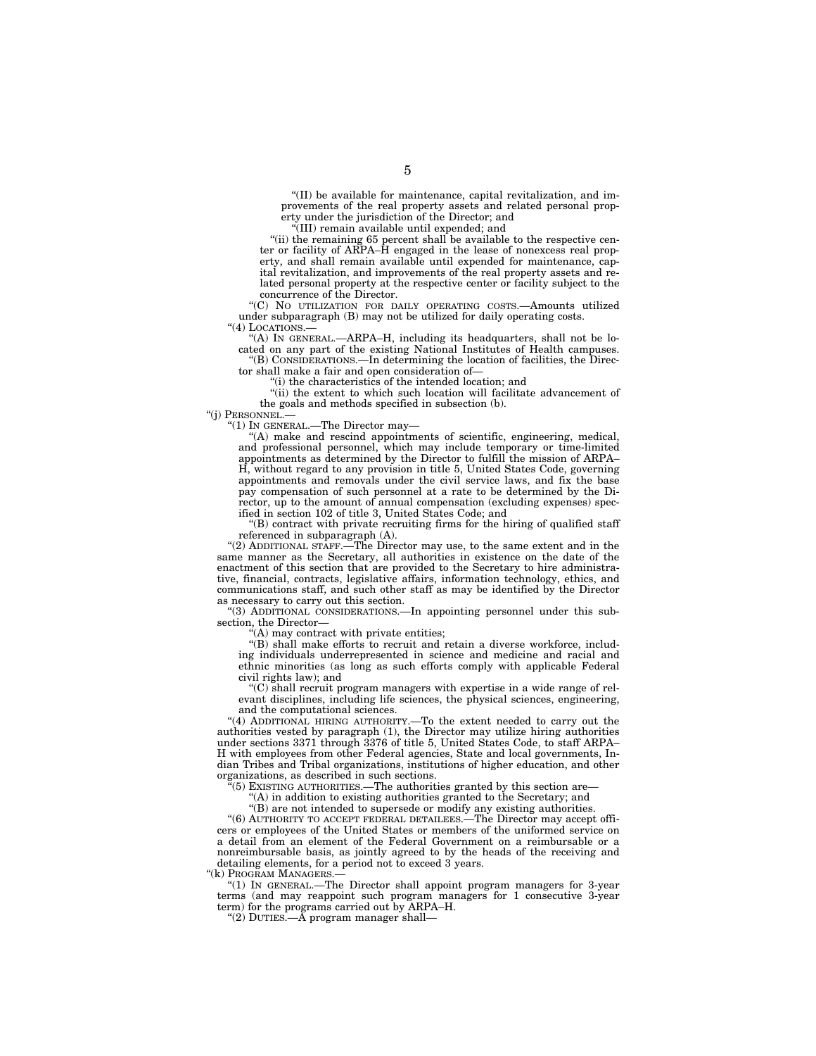"(II) be available for maintenance, capital revitalization, and improvements of the real property assets and related personal property under the jurisdiction of the Director; and

"(III) remain available until expended; and

"(ii) the remaining 65 percent shall be available to the respective center or facility of ARPA–H engaged in the lease of nonexcess real property, and shall remain available until expended for maintenance, capital revitalization, and improvements of the real property assets and related personal property at the respective center or facility subject to the concurrence of the Director.

"(C) NO UTILIZATION FOR DAILY OPERATING COSTS.—Amounts utilized under subparagraph (B) may not be utilized for daily operating costs.

"(4) LOCATIONS.—

"(A) IN GENERAL.—ARPA–H, including its headquarters, shall not be located on any part of the existing National Institutes of Health campuses.

"(B) CONSIDERATIONS.—In determining the location of facilities, the Director shall make a fair and open consideration of—

"(i) the characteristics of the intended location; and

"(ii) the extent to which such location will facilitate advancement of the goals and methods specified in subsection (b).

"(j) PERSONNEL.—

"(1) IN GENERAL.—The Director may—

"(A) make and rescind appointments of scientific, engineering, medical, and professional personnel, which may include temporary or time-limited appointments as determined by the Director to fulfill the mission of ARPA–H, without regard to any provision in title 5, United States Code, governing appointments and removals under the civil service laws, and fix the base pay compensation of such personnel at a rate to be determined by the Director, up to the amount of annual compensation (excluding expenses) specified in section 102 of title 3, United States Code; and

"(B) contract with private recruiting firms for the hiring of qualified staff referenced in subparagraph (A).

"(2) ADDITIONAL STAFF.—The Director may use, to the same extent and in the same manner as the Secretary, all authorities in existence on the date of the enactment of this section that are provided to the Secretary to hire administrative, financial, contracts, legislative affairs, information technology, ethics, and communications staff, and such other staff as may be identified by the Director as necessary to carry out this section.

"(3) ADDITIONAL CONSIDERATIONS.—In appointing personnel under this subsection, the Director—

"(A) may contract with private entities;

"(B) shall make efforts to recruit and retain a diverse workforce, including individuals underrepresented in science and medicine and racial and ethnic minorities (as long as such efforts comply with applicable Federal civil rights law); and

"(C) shall recruit program managers with expertise in a wide range of relevant disciplines, including life sciences, the physical sciences, engineering, and the computational sciences.

"(4) ADDITIONAL HIRING AUTHORITY.—To the extent needed to carry out the authorities vested by paragraph (1), the Director may utilize hiring authorities under sections 3371 through 3376 of title 5, United States Code, to staff ARPA–H with employees from other Federal agencies, State and local governments, Indian Tribes and Tribal organizations, institutions of higher education, and other organizations, as described in such sections.

"(5) EXISTING AUTHORITIES.—The authorities granted by this section are—

"(A) in addition to existing authorities granted to the Secretary; and

"(B) are not intended to supersede or modify any existing authorities.

"(6) AUTHORITY TO ACCEPT FEDERAL DETAILEES.—The Director may accept officers or employees of the United States or members of the uniformed service on a detail from an element of the Federal Government on a reimbursable or a nonreimbursable basis, as jointly agreed to by the heads of the receiving and detailing elements, for a period not to exceed 3 years.

"(k) PROGRAM MANAGERS.—

"(1) IN GENERAL.—The Director shall appoint program managers for 3-year terms (and may reappoint such program managers for 1 consecutive 3-year term) for the programs carried out by ARPA–H.

"(2) DUTIES.—A program manager shall—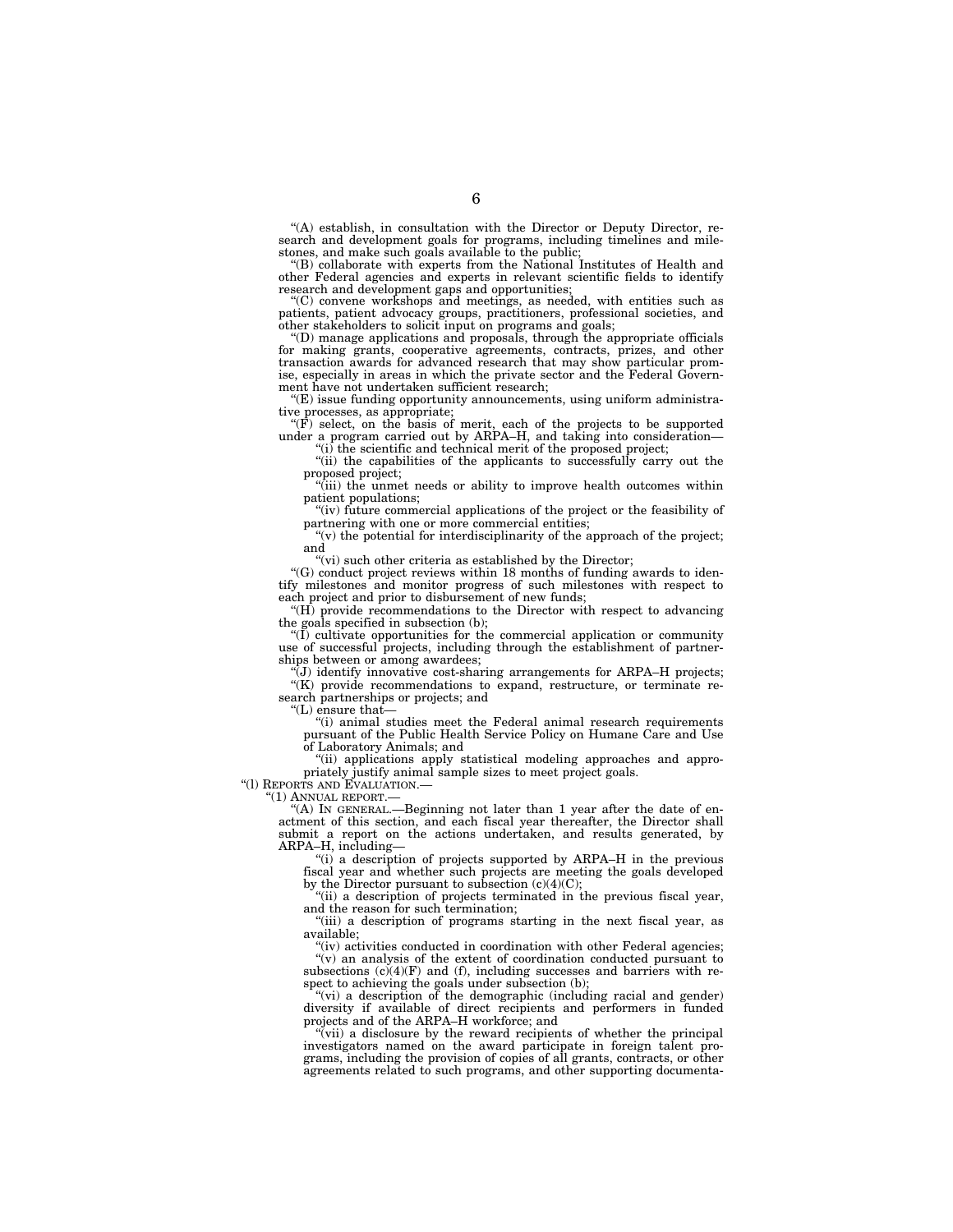"(A) establish, in consultation with the Director or Deputy Director, research and development goals for programs, including timelines and milestones, and make such goals available to the public;

"(B) collaborate with experts from the National Institutes of Health and other Federal agencies and experts in relevant scientific fields to identify research and development gaps and opportunities;

"(C) convene workshops and meetings, as needed, with entities such as patients, patient advocacy groups, practitioners, professional societies, and other stakeholders to solicit input on programs and goals;

"(D) manage applications and proposals, through the appropriate officials for making grants, cooperative agreements, contracts, prizes, and other transaction awards for advanced research that may show particular promise, especially in areas in which the private sector and the Federal Government have not undertaken sufficient research;

"(E) issue funding opportunity announcements, using uniform administrative processes, as appropriate;

"(F) select, on the basis of merit, each of the projects to be supported under a program carried out by ARPA–H, and taking into consideration—

"(i) the scientific and technical merit of the proposed project;

"(ii) the capabilities of the applicants to successfully carry out the proposed project;

"(iii) the unmet needs or ability to improve health outcomes within patient populations;

"(iv) future commercial applications of the project or the feasibility of partnering with one or more commercial entities;

"(v) the potential for interdisciplinarity of the approach of the project; and

"(vi) such other criteria as established by the Director;

"(G) conduct project reviews within 18 months of funding awards to identify milestones and monitor progress of such milestones with respect to each project and prior to disbursement of new funds;

"(H) provide recommendations to the Director with respect to advancing the goals specified in subsection (b);

"(I) cultivate opportunities for the commercial application or community use of successful projects, including through the establishment of partnerships between or among awardees;

"(J) identify innovative cost-sharing arrangements for ARPA–H projects;

"(K) provide recommendations to expand, restructure, or terminate research partnerships or projects; and

"(L) ensure that—

"(i) animal studies meet the Federal animal research requirements pursuant of the Public Health Service Policy on Humane Care and Use of Laboratory Animals; and

"(ii) applications apply statistical modeling approaches and appropriately justify animal sample sizes to meet project goals.

"(l) REPORTS AND EVALUATION.—

"(1) ANNUAL REPORT.—

"(A) IN GENERAL.—Beginning not later than 1 year after the date of enactment of this section, and each fiscal year thereafter, the Director shall submit a report on the actions undertaken, and results generated, by ARPA–H, including—

"(i) a description of projects supported by ARPA–H in the previous fiscal year and whether such projects are meeting the goals developed by the Director pursuant to subsection (c)(4)(C);

"(ii) a description of projects terminated in the previous fiscal year, and the reason for such termination;

"(iii) a description of programs starting in the next fiscal year, as available;

"(iv) activities conducted in coordination with other Federal agencies;

"(v) an analysis of the extent of coordination conducted pursuant to subsections (c)(4)(F) and (f), including successes and barriers with respect to achieving the goals under subsection (b);

"(vi) a description of the demographic (including racial and gender) diversity if available of direct recipients and performers in funded projects and of the ARPA–H workforce; and

"(vii) a disclosure by the reward recipients of whether the principal investigators named on the award participate in foreign talent programs, including the provision of copies of all grants, contracts, or other agreements related to such programs, and other supporting documenta-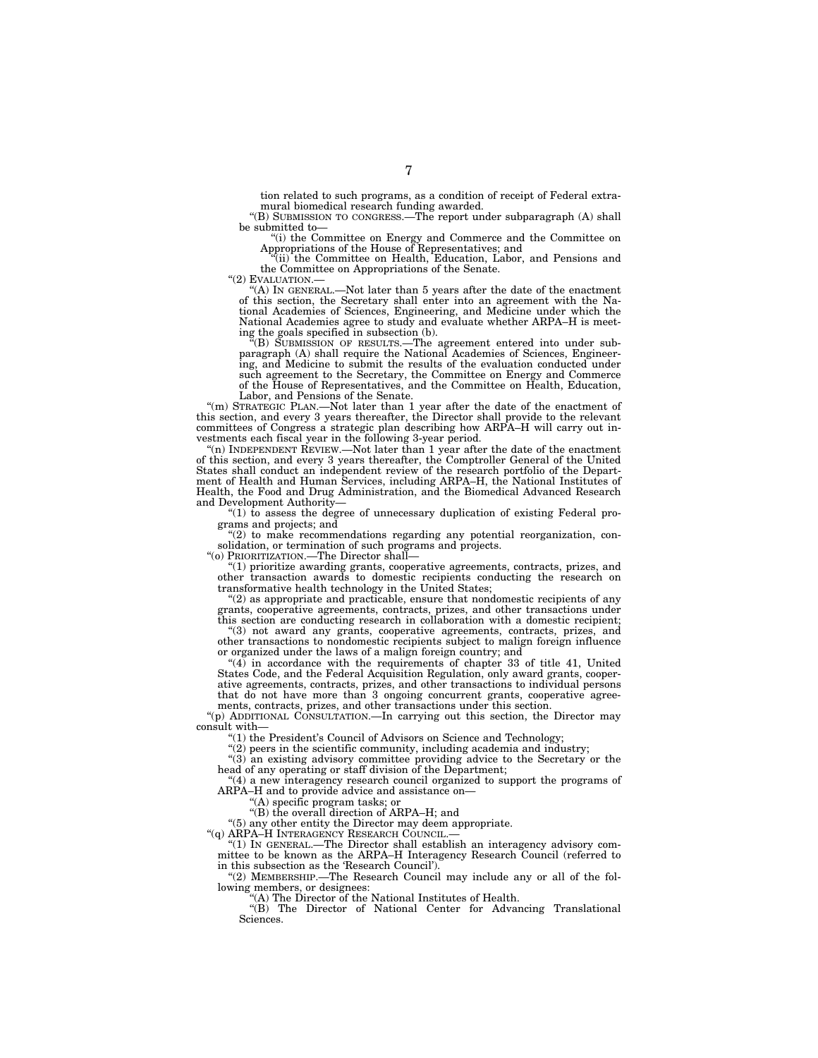tion related to such programs, as a condition of receipt of Federal extramural biomedical research funding awarded.

"(B) SUBMISSION TO CONGRESS.—The report under subparagraph (A) shall be submitted to—

"(i) the Committee on Energy and Commerce and the Committee on Appropriations of the House of Representatives; and

"(ii) the Committee on Health, Education, Labor, and Pensions and the Committee on Appropriations of the Senate.

"(2) EVALUATION.—

"(A) IN GENERAL.—Not later than 5 years after the date of the enactment of this section, the Secretary shall enter into an agreement with the National Academies of Sciences, Engineering, and Medicine under which the National Academies agree to study and evaluate whether ARPA–H is meeting the goals specified in subsection (b).

"(B) SUBMISSION OF RESULTS.—The agreement entered into under subparagraph (A) shall require the National Academies of Sciences, Engineering, and Medicine to submit the results of the evaluation conducted under such agreement to the Secretary, the Committee on Energy and Commerce of the House of Representatives, and the Committee on Health, Education, Labor, and Pensions of the Senate.

"(m) STRATEGIC PLAN.—Not later than 1 year after the date of the enactment of this section, and every 3 years thereafter, the Director shall provide to the relevant committees of Congress a strategic plan describing how ARPA–H will carry out investments each fiscal year in the following 3-year period.

"(n) INDEPENDENT REVIEW.—Not later than 1 year after the date of the enactment of this section, and every 3 years thereafter, the Comptroller General of the United States shall conduct an independent review of the research portfolio of the Department of Health and Human Services, including ARPA–H, the National Institutes of Health, the Food and Drug Administration, and the Biomedical Advanced Research and Development Authority—

"(1) to assess the degree of unnecessary duplication of existing Federal programs and projects; and

"(2) to make recommendations regarding any potential reorganization, consolidation, or termination of such programs and projects.

"(o) PRIORITIZATION.—The Director shall—

"(1) prioritize awarding grants, cooperative agreements, contracts, prizes, and other transaction awards to domestic recipients conducting the research on transformative health technology in the United States;

"(2) as appropriate and practicable, ensure that nondomestic recipients of any grants, cooperative agreements, contracts, prizes, and other transactions under this section are conducting research in collaboration with a domestic recipient;

"(3) not award any grants, cooperative agreements, contracts, prizes, and other transactions to nondomestic recipients subject to malign foreign influence or organized under the laws of a malign foreign country; and

"(4) in accordance with the requirements of chapter 33 of title 41, United States Code, and the Federal Acquisition Regulation, only award grants, cooperative agreements, contracts, prizes, and other transactions to individual persons that do not have more than 3 ongoing concurrent grants, cooperative agreements, contracts, prizes, and other transactions under this section.

"(p) ADDITIONAL CONSULTATION.—In carrying out this section, the Director may consult with—

"(1) the President's Council of Advisors on Science and Technology;

"(2) peers in the scientific community, including academia and industry;

"(3) an existing advisory committee providing advice to the Secretary or the head of any operating or staff division of the Department;

"(4) a new interagency research council organized to support the programs of ARPA–H and to provide advice and assistance on—

"(A) specific program tasks; or

"(B) the overall direction of ARPA–H; and

"(5) any other entity the Director may deem appropriate.

"(q) ARPA–H INTERAGENCY RESEARCH COUNCIL.—

"(1) IN GENERAL.—The Director shall establish an interagency advisory committee to be known as the ARPA–H Interagency Research Council (referred to in this subsection as the 'Research Council').

"(2) MEMBERSHIP.—The Research Council may include any or all of the following members, or designees:

"(A) The Director of the National Institutes of Health.

"(B) The Director of National Center for Advancing Translational Sciences.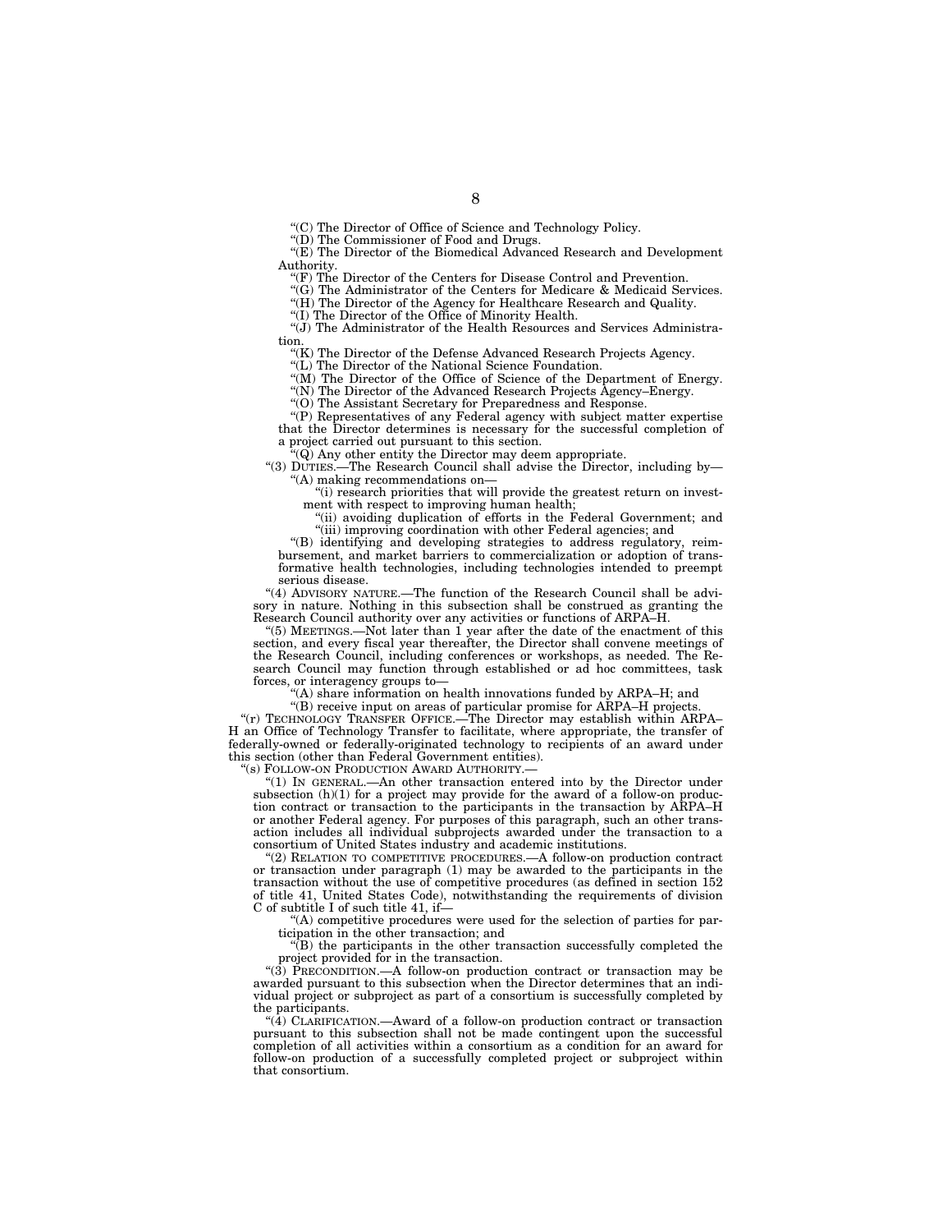"(C) The Director of Office of Science and Technology Policy.

"(D) The Commissioner of Food and Drugs.

"(E) The Director of the Biomedical Advanced Research and Development Authority.

"(F) The Director of the Centers for Disease Control and Prevention.

"(G) The Administrator of the Centers for Medicare & Medicaid Services.

"(H) The Director of the Agency for Healthcare Research and Quality.

"(I) The Director of the Office of Minority Health.

"(J) The Administrator of the Health Resources and Services Administration.

"(K) The Director of the Defense Advanced Research Projects Agency.

"(L) The Director of the National Science Foundation.

"(M) The Director of the Office of Science of the Department of Energy.

"(N) The Director of the Advanced Research Projects Agency–Energy.

"(O) The Assistant Secretary for Preparedness and Response.

"(P) Representatives of any Federal agency with subject matter expertise that the Director determines is necessary for the successful completion of a project carried out pursuant to this section.

"(Q) Any other entity the Director may deem appropriate.

"(3) DUTIES.—The Research Council shall advise the Director, including by—

"(A) making recommendations on—

"(i) research priorities that will provide the greatest return on investment with respect to improving human health;

"(ii) avoiding duplication of efforts in the Federal Government; and

"(iii) improving coordination with other Federal agencies; and

"(B) identifying and developing strategies to address regulatory, reimbursement, and market barriers to commercialization or adoption of transformative health technologies, including technologies intended to preempt serious disease.

"(4) ADVISORY NATURE.—The function of the Research Council shall be advisory in nature. Nothing in this subsection shall be construed as granting the Research Council authority over any activities or functions of ARPA–H.

"(5) MEETINGS.—Not later than 1 year after the date of the enactment of this section, and every fiscal year thereafter, the Director shall convene meetings of the Research Council, including conferences or workshops, as needed. The Research Council may function through established or ad hoc committees, task forces, or interagency groups to—

"(A) share information on health innovations funded by ARPA–H; and

"(B) receive input on areas of particular promise for ARPA–H projects.

"(r) TECHNOLOGY TRANSFER OFFICE.—The Director may establish within ARPA–H an Office of Technology Transfer to facilitate, where appropriate, the transfer of federally-owned or federally-originated technology to recipients of an award under this section (other than Federal Government entities).

"(s) FOLLOW-ON PRODUCTION AWARD AUTHORITY.—

"(1) IN GENERAL.—An other transaction entered into by the Director under subsection (h)(1) for a project may provide for the award of a follow-on production contract or transaction to the participants in the transaction by ARPA–H or another Federal agency. For purposes of this paragraph, such an other transaction includes all individual subprojects awarded under the transaction to a consortium of United States industry and academic institutions.

"(2) RELATION TO COMPETITIVE PROCEDURES.—A follow-on production contract or transaction under paragraph (1) may be awarded to the participants in the transaction without the use of competitive procedures (as defined in section 152 of title 41, United States Code), notwithstanding the requirements of division C of subtitle I of such title 41, if—

"(A) competitive procedures were used for the selection of parties for participation in the other transaction; and

"(B) the participants in the other transaction successfully completed the project provided for in the transaction.

"(3) PRECONDITION.—A follow-on production contract or transaction may be awarded pursuant to this subsection when the Director determines that an individual project or subproject as part of a consortium is successfully completed by the participants.

"(4) CLARIFICATION.—Award of a follow-on production contract or transaction pursuant to this subsection shall not be made contingent upon the successful completion of all activities within a consortium as a condition for an award for follow-on production of a successfully completed project or subproject within that consortium.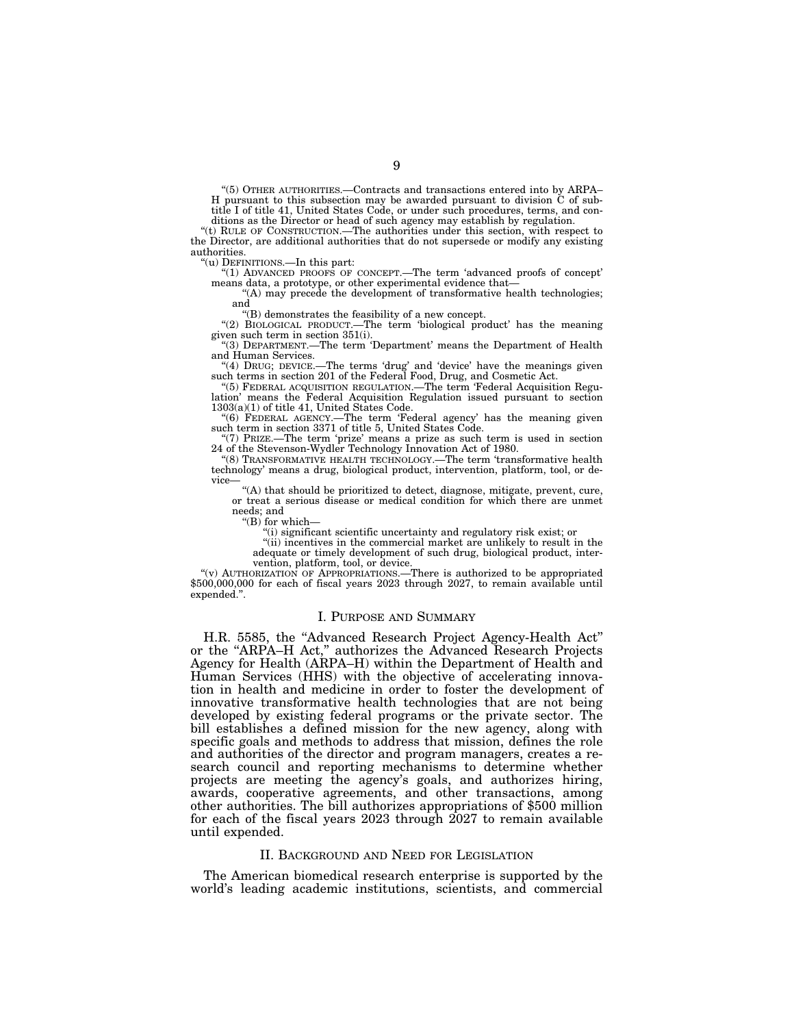"(5) OTHER AUTHORITIES.—Contracts and transactions entered into by ARPA–H pursuant to this subsection may be awarded pursuant to division C of subtitle I of title 41, United States Code, or under such procedures, terms, and conditions as the Director or head of such agency may establish by regulation.

"(t) RULE OF CONSTRUCTION.—The authorities under this section, with respect to the Director, are additional authorities that do not supersede or modify any existing authorities.

"(u) DEFINITIONS.—In this part:

"(1) ADVANCED PROOFS OF CONCEPT.—The term 'advanced proofs of concept' means data, a prototype, or other experimental evidence that—

"(A) may precede the development of transformative health technologies; and

"(B) demonstrates the feasibility of a new concept.

"(2) BIOLOGICAL PRODUCT.—The term 'biological product' has the meaning given such term in section 351(i).

"(3) DEPARTMENT.—The term 'Department' means the Department of Health and Human Services.

"(4) DRUG; DEVICE.—The terms 'drug' and 'device' have the meanings given such terms in section 201 of the Federal Food, Drug, and Cosmetic Act.

"(5) FEDERAL ACQUISITION REGULATION.—The term 'Federal Acquisition Regulation' means the Federal Acquisition Regulation issued pursuant to section 1303(a)(1) of title 41, United States Code.

"(6) FEDERAL AGENCY.—The term 'Federal agency' has the meaning given such term in section 3371 of title 5, United States Code.

"(7) PRIZE.—The term 'prize' means a prize as such term is used in section 24 of the Stevenson-Wydler Technology Innovation Act of 1980.

"(8) TRANSFORMATIVE HEALTH TECHNOLOGY.—The term 'transformative health technology' means a drug, biological product, intervention, platform, tool, or device—

"(A) that should be prioritized to detect, diagnose, mitigate, prevent, cure, or treat a serious disease or medical condition for which there are unmet needs; and

"(B) for which—

"(i) significant scientific uncertainty and regulatory risk exist; or

"(ii) incentives in the commercial market are unlikely to result in the adequate or timely development of such drug, biological product, intervention, platform, tool, or device.

"(v) AUTHORIZATION OF APPROPRIATIONS.—There is authorized to be appropriated $500,000,000 for each of fiscal years 2023 through 2027, to remain available until expended.".

## I. PURPOSE AND SUMMARY

H.R. 5585, the "Advanced Research Project Agency-Health Act" or the "ARPA–H Act," authorizes the Advanced Research Projects Agency for Health (ARPA–H) within the Department of Health and Human Services (HHS) with the objective of accelerating innovation in health and medicine in order to foster the development of innovative transformative health technologies that are not being developed by existing federal programs or the private sector. The bill establishes a defined mission for the new agency, along with specific goals and methods to address that mission, defines the role and authorities of the director and program managers, creates a research council and reporting mechanisms to determine whether projects are meeting the agency's goals, and authorizes hiring, awards, cooperative agreements, and other transactions, among other authorities. The bill authorizes appropriations of $500 million for each of the fiscal years 2023 through 2027 to remain available until expended.

## II. BACKGROUND AND NEED FOR LEGISLATION

The American biomedical research enterprise is supported by the world's leading academic institutions, scientists, and commercial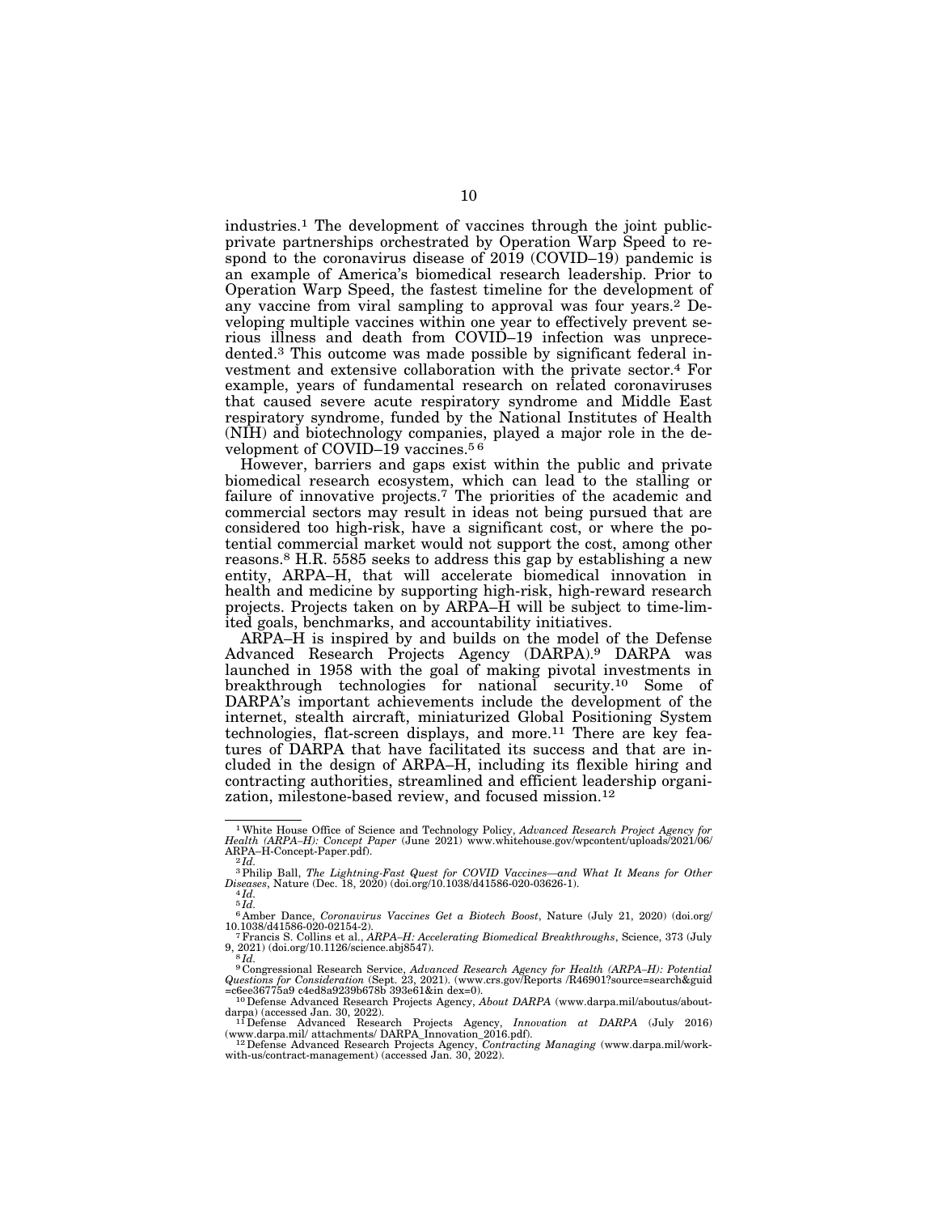industries.[1] The development of vaccines through the joint public-private partnerships orchestrated by Operation Warp Speed to respond to the coronavirus disease of 2019 (COVID–19) pandemic is an example of America's biomedical research leadership. Prior to Operation Warp Speed, the fastest timeline for the development of any vaccine from viral sampling to approval was four years.[2] Developing multiple vaccines within one year to effectively prevent serious illness and death from COVID–19 infection was unprecedented.[3] This outcome was made possible by significant federal investment and extensive collaboration with the private sector.[4] For example, years of fundamental research on related coronaviruses that caused severe acute respiratory syndrome and Middle East respiratory syndrome, funded by the National Institutes of Health (NIH) and biotechnology companies, played a major role in the development of COVID–19 vaccines.[5] [6]

However, barriers and gaps exist within the public and private biomedical research ecosystem, which can lead to the stalling or failure of innovative projects.[7] The priorities of the academic and commercial sectors may result in ideas not being pursued that are considered too high-risk, have a significant cost, or where the potential commercial market would not support the cost, among other reasons.[8] H.R. 5585 seeks to address this gap by establishing a new entity, ARPA–H, that will accelerate biomedical innovation in health and medicine by supporting high-risk, high-reward research projects. Projects taken on by ARPA–H will be subject to time-limited goals, benchmarks, and accountability initiatives.

ARPA–H is inspired by and builds on the model of the Defense Advanced Research Projects Agency (DARPA).[9] DARPA was launched in 1958 with the goal of making pivotal investments in breakthrough technologies for national security.[10] Some of DARPA's important achievements include the development of the internet, stealth aircraft, miniaturized Global Positioning System technologies, flat-screen displays, and more.[11] There are key features of DARPA that have facilitated its success and that are included in the design of ARPA–H, including its flexible hiring and contracting authorities, streamlined and efficient leadership organization, milestone-based review, and focused mission.[12]

---

[1] White House Office of Science and Technology Policy, *Advanced Research Project Agency for Health (ARPA–H): Concept Paper* (June 2021) www.whitehouse.gov/wpcontent/uploads/2021/06/ARPA–H-Concept-Paper.pdf).

[2] *Id.*

[3] Philip Ball, *The Lightning-Fast Quest for COVID Vaccines—and What It Means for Other Diseases*, Nature (Dec. 18, 2020) (doi.org/10.1038/d41586-020-03626-1).

[4] *Id.*

[5] *Id.*

[6] Amber Dance, *Coronavirus Vaccines Get a Biotech Boost*, Nature (July 21, 2020) (doi.org/10.1038/d41586-020-02154-2).

[7] Francis S. Collins et al., *ARPA–H: Accelerating Biomedical Breakthroughs*, Science, 373 (July 9, 2021) (doi.org/10.1126/science.abj8547).

[8] *Id.*

[9] Congressional Research Service, *Advanced Research Agency for Health (ARPA–H): Potential Questions for Consideration* (Sept. 23, 2021). (www.crs.gov/Reports /R46901?source=search&guid=c6ee36775a9 c4ed8a9239b678b 393e61&in dex=0).

[10] Defense Advanced Research Projects Agency, *About DARPA* (www.darpa.mil/aboutus/about-darpa) (accessed Jan. 30, 2022).

[11] Defense Advanced Research Projects Agency, *Innovation at DARPA* (July 2016) (www.darpa.mil/ attachments/ DARPA_Innovation_2016.pdf).

[12] Defense Advanced Research Projects Agency, *Contracting Managing* (www.darpa.mil/work-with-us/contract-management) (accessed Jan. 30, 2022).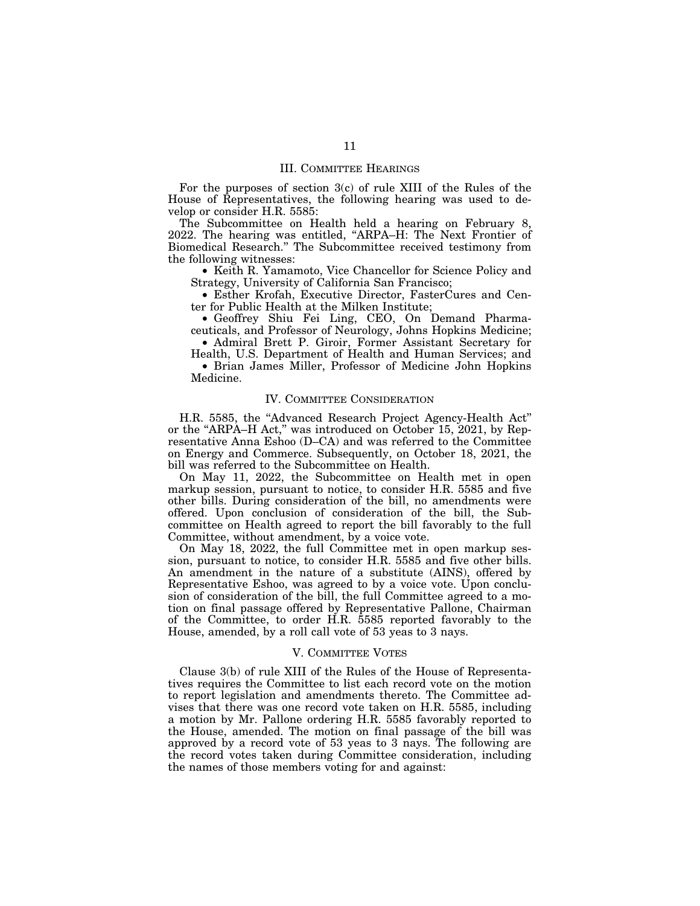## III. Committee Hearings

For the purposes of section 3(c) of rule XIII of the Rules of the House of Representatives, the following hearing was used to develop or consider H.R. 5585:

The Subcommittee on Health held a hearing on February 8, 2022. The hearing was entitled, "ARPA–H: The Next Frontier of Biomedical Research." The Subcommittee received testimony from the following witnesses:

- Keith R. Yamamoto, Vice Chancellor for Science Policy and Strategy, University of California San Francisco;
- Esther Krofah, Executive Director, FasterCures and Center for Public Health at the Milken Institute;
- Geoffrey Shiu Fei Ling, CEO, On Demand Pharmaceuticals, and Professor of Neurology, Johns Hopkins Medicine;
- Admiral Brett P. Giroir, Former Assistant Secretary for Health, U.S. Department of Health and Human Services; and
- Brian James Miller, Professor of Medicine John Hopkins Medicine.

## IV. Committee Consideration

H.R. 5585, the "Advanced Research Project Agency-Health Act" or the "ARPA–H Act," was introduced on October 15, 2021, by Representative Anna Eshoo (D–CA) and was referred to the Committee on Energy and Commerce. Subsequently, on October 18, 2021, the bill was referred to the Subcommittee on Health.

On May 11, 2022, the Subcommittee on Health met in open markup session, pursuant to notice, to consider H.R. 5585 and five other bills. During consideration of the bill, no amendments were offered. Upon conclusion of consideration of the bill, the Subcommittee on Health agreed to report the bill favorably to the full Committee, without amendment, by a voice vote.

On May 18, 2022, the full Committee met in open markup session, pursuant to notice, to consider H.R. 5585 and five other bills. An amendment in the nature of a substitute (AINS), offered by Representative Eshoo, was agreed to by a voice vote. Upon conclusion of consideration of the bill, the full Committee agreed to a motion on final passage offered by Representative Pallone, Chairman of the Committee, to order H.R. 5585 reported favorably to the House, amended, by a roll call vote of 53 yeas to 3 nays.

## V. Committee Votes

Clause 3(b) of rule XIII of the Rules of the House of Representatives requires the Committee to list each record vote on the motion to report legislation and amendments thereto. The Committee advises that there was one record vote taken on H.R. 5585, including a motion by Mr. Pallone ordering H.R. 5585 favorably reported to the House, amended. The motion on final passage of the bill was approved by a record vote of 53 yeas to 3 nays. The following are the record votes taken during Committee consideration, including the names of those members voting for and against: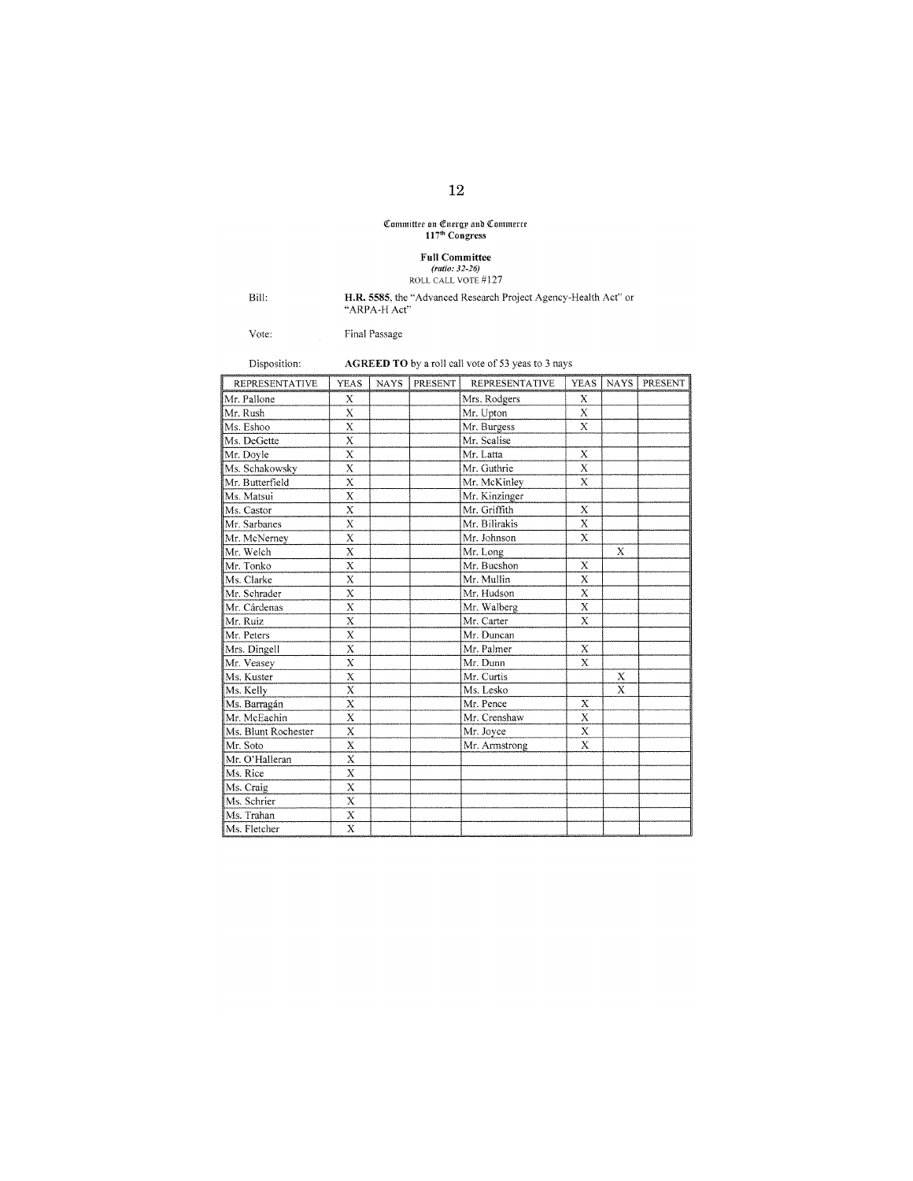Committee on Energy and Commerce
117th Congress

**Full Committee**
*(ratio: 32-26)*
ROLL CALL VOTE #127

Bill: **H.R. 5585**, the "Advanced Research Project Agency-Health Act" or "ARPA-H Act"

Vote: Final Passage

Disposition: **AGREED TO** by a roll call vote of 53 yeas to 3 nays

| REPRESENTATIVE | YEAS | NAYS | PRESENT | REPRESENTATIVE | YEAS | NAYS | PRESENT |
|---|---|---|---|---|---|---|---|
| Mr. Pallone | X | | | Mrs. Rodgers | X | | |
| Mr. Rush | X | | | Mr. Upton | X | | |
| Ms. Eshoo | X | | | Mr. Burgess | X | | |
| Ms. DeGette | X | | | Mr. Scalise | | | |
| Mr. Doyle | X | | | Mr. Latta | X | | |
| Ms. Schakowsky | X | | | Mr. Guthrie | X | | |
| Mr. Butterfield | X | | | Mr. McKinley | X | | |
| Ms. Matsui | X | | | Mr. Kinzinger | | | |
| Ms. Castor | X | | | Mr. Griffith | X | | |
| Mr. Sarbanes | X | | | Mr. Bilirakis | X | | |
| Mr. McNerney | X | | | Mr. Johnson | X | | |
| Mr. Welch | X | | | Mr. Long | | X | |
| Mr. Tonko | X | | | Mr. Bucshon | X | | |
| Ms. Clarke | X | | | Mr. Mullin | X | | |
| Mr. Schrader | X | | | Mr. Hudson | X | | |
| Mr. Cárdenas | X | | | Mr. Walberg | X | | |
| Mr. Ruiz | X | | | Mr. Carter | X | | |
| Mr. Peters | X | | | Mr. Duncan | | | |
| Mrs. Dingell | X | | | Mr. Palmer | X | | |
| Mr. Veasey | X | | | Mr. Dunn | X | | |
| Ms. Kuster | X | | | Mr. Curtis | | X | |
| Ms. Kelly | X | | | Ms. Lesko | | X | |
| Ms. Barragán | X | | | Mr. Pence | X | | |
| Mr. McEachin | X | | | Mr. Crenshaw | X | | |
| Ms. Blunt Rochester | X | | | Mr. Joyce | X | | |
| Mr. Soto | X | | | Mr. Armstrong | X | | |
| Mr. O'Halleran | X | | | | | | |
| Ms. Rice | X | | | | | | |
| Ms. Craig | X | | | | | | |
| Ms. Schrier | X | | | | | | |
| Ms. Trahan | X | | | | | | |
| Ms. Fletcher | X | | | | | | |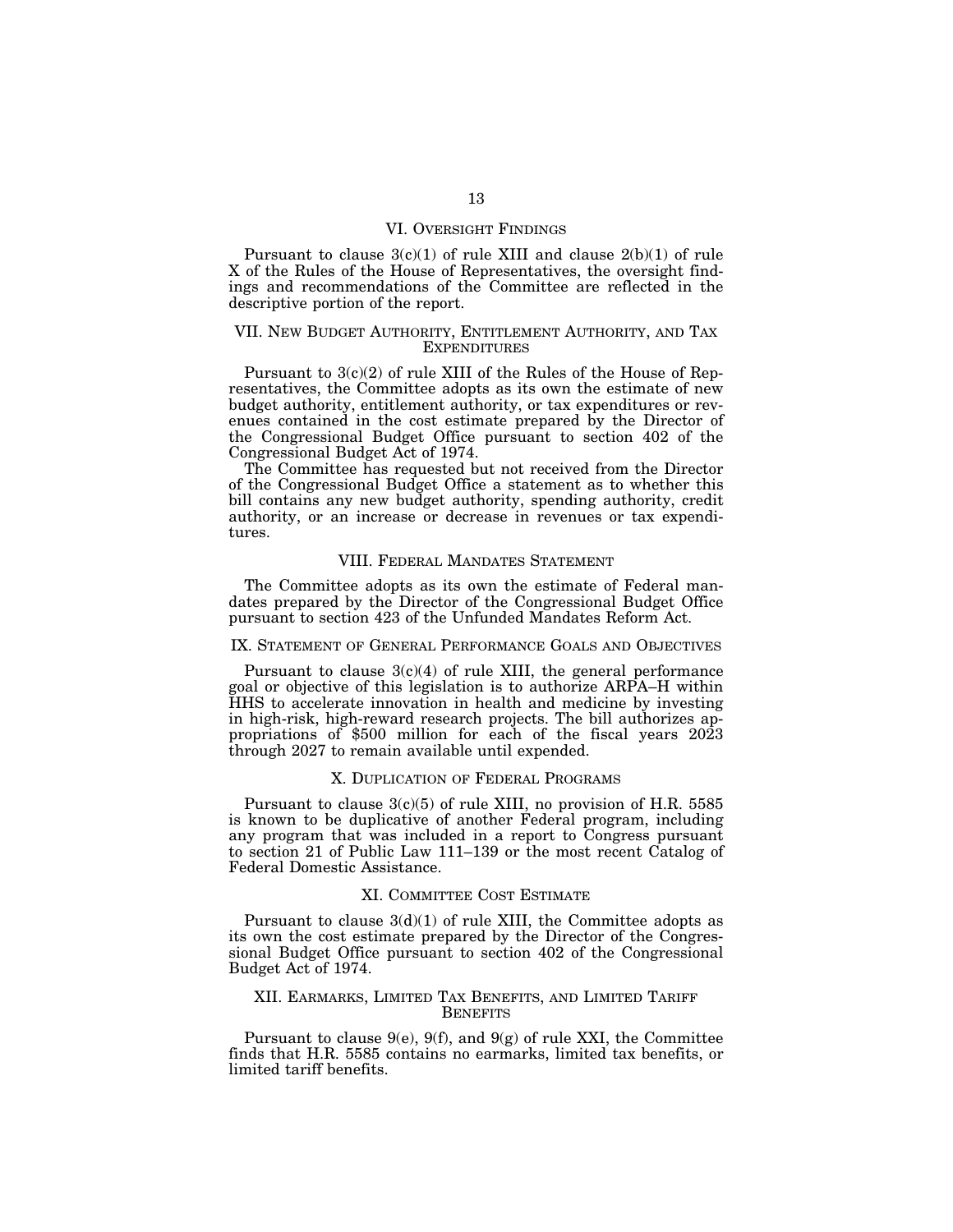## VI. Oversight Findings

Pursuant to clause 3(c)(1) of rule XIII and clause 2(b)(1) of rule X of the Rules of the House of Representatives, the oversight findings and recommendations of the Committee are reflected in the descriptive portion of the report.

## VII. New Budget Authority, Entitlement Authority, and Tax Expenditures

Pursuant to 3(c)(2) of rule XIII of the Rules of the House of Representatives, the Committee adopts as its own the estimate of new budget authority, entitlement authority, or tax expenditures or revenues contained in the cost estimate prepared by the Director of the Congressional Budget Office pursuant to section 402 of the Congressional Budget Act of 1974.

The Committee has requested but not received from the Director of the Congressional Budget Office a statement as to whether this bill contains any new budget authority, spending authority, credit authority, or an increase or decrease in revenues or tax expenditures.

## VIII. Federal Mandates Statement

The Committee adopts as its own the estimate of Federal mandates prepared by the Director of the Congressional Budget Office pursuant to section 423 of the Unfunded Mandates Reform Act.

## IX. Statement of General Performance Goals and Objectives

Pursuant to clause 3(c)(4) of rule XIII, the general performance goal or objective of this legislation is to authorize ARPA–H within HHS to accelerate innovation in health and medicine by investing in high-risk, high-reward research projects. The bill authorizes appropriations of $500 million for each of the fiscal years 2023 through 2027 to remain available until expended.

## X. Duplication of Federal Programs

Pursuant to clause 3(c)(5) of rule XIII, no provision of H.R. 5585 is known to be duplicative of another Federal program, including any program that was included in a report to Congress pursuant to section 21 of Public Law 111–139 or the most recent Catalog of Federal Domestic Assistance.

## XI. Committee Cost Estimate

Pursuant to clause 3(d)(1) of rule XIII, the Committee adopts as its own the cost estimate prepared by the Director of the Congressional Budget Office pursuant to section 402 of the Congressional Budget Act of 1974.

## XII. Earmarks, Limited Tax Benefits, and Limited Tariff Benefits

Pursuant to clause 9(e), 9(f), and 9(g) of rule XXI, the Committee finds that H.R. 5585 contains no earmarks, limited tax benefits, or limited tariff benefits.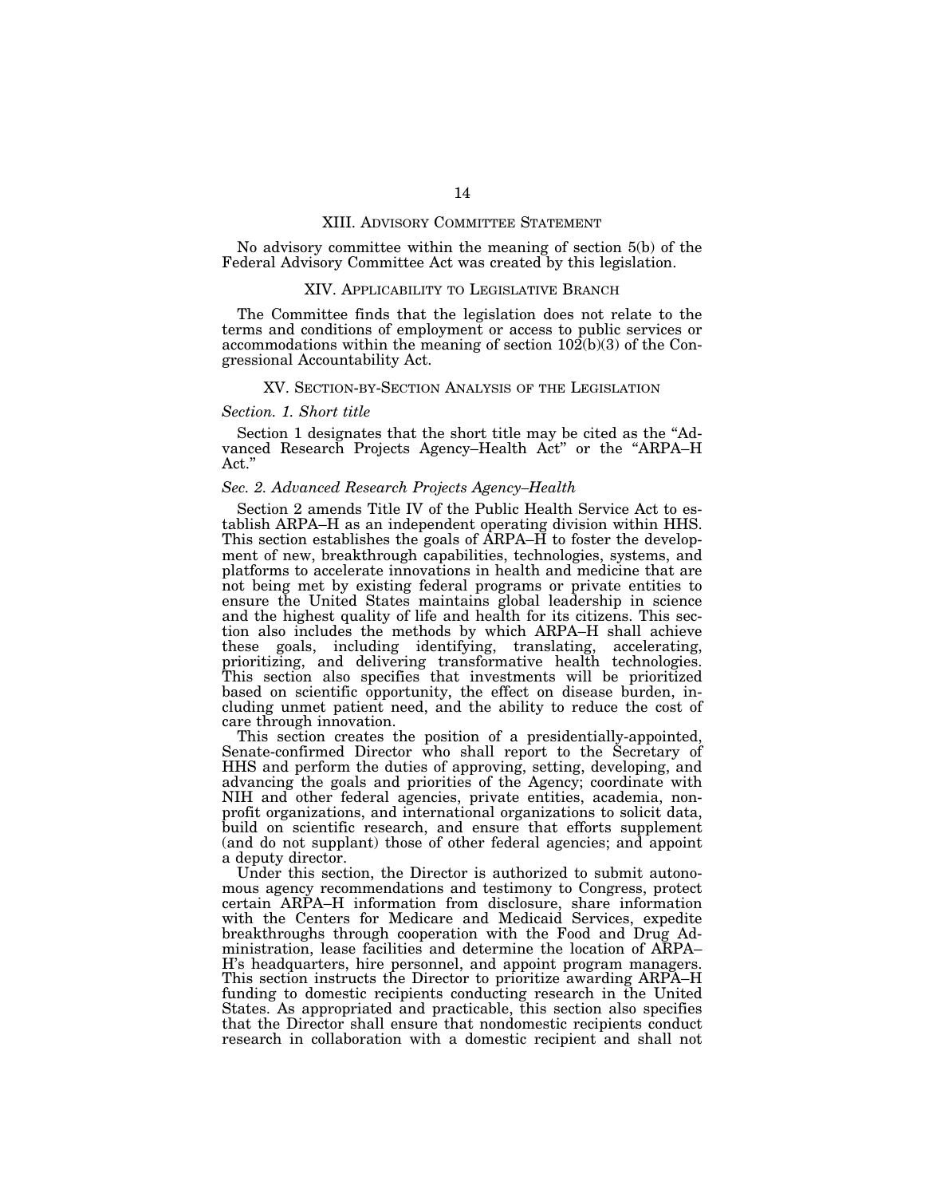## XIII. ADVISORY COMMITTEE STATEMENT

No advisory committee within the meaning of section 5(b) of the Federal Advisory Committee Act was created by this legislation.

## XIV. APPLICABILITY TO LEGISLATIVE BRANCH

The Committee finds that the legislation does not relate to the terms and conditions of employment or access to public services or accommodations within the meaning of section 102(b)(3) of the Congressional Accountability Act.

## XV. SECTION-BY-SECTION ANALYSIS OF THE LEGISLATION

### *Section. 1. Short title*

Section 1 designates that the short title may be cited as the "Advanced Research Projects Agency–Health Act" or the "ARPA–H Act."

### *Sec. 2. Advanced Research Projects Agency–Health*

Section 2 amends Title IV of the Public Health Service Act to establish ARPA–H as an independent operating division within HHS. This section establishes the goals of ARPA–H to foster the development of new, breakthrough capabilities, technologies, systems, and platforms to accelerate innovations in health and medicine that are not being met by existing federal programs or private entities to ensure the United States maintains global leadership in science and the highest quality of life and health for its citizens. This section also includes the methods by which ARPA–H shall achieve these goals, including identifying, translating, accelerating, prioritizing, and delivering transformative health technologies. This section also specifies that investments will be prioritized based on scientific opportunity, the effect on disease burden, including unmet patient need, and the ability to reduce the cost of care through innovation.

This section creates the position of a presidentially-appointed, Senate-confirmed Director who shall report to the Secretary of HHS and perform the duties of approving, setting, developing, and advancing the goals and priorities of the Agency; coordinate with NIH and other federal agencies, private entities, academia, nonprofit organizations, and international organizations to solicit data, build on scientific research, and ensure that efforts supplement (and do not supplant) those of other federal agencies; and appoint a deputy director.

Under this section, the Director is authorized to submit autonomous agency recommendations and testimony to Congress, protect certain ARPA–H information from disclosure, share information with the Centers for Medicare and Medicaid Services, expedite breakthroughs through cooperation with the Food and Drug Administration, lease facilities and determine the location of ARPA–H's headquarters, hire personnel, and appoint program managers. This section instructs the Director to prioritize awarding ARPA–H funding to domestic recipients conducting research in the United States. As appropriated and practicable, this section also specifies that the Director shall ensure that nondomestic recipients conduct research in collaboration with a domestic recipient and shall not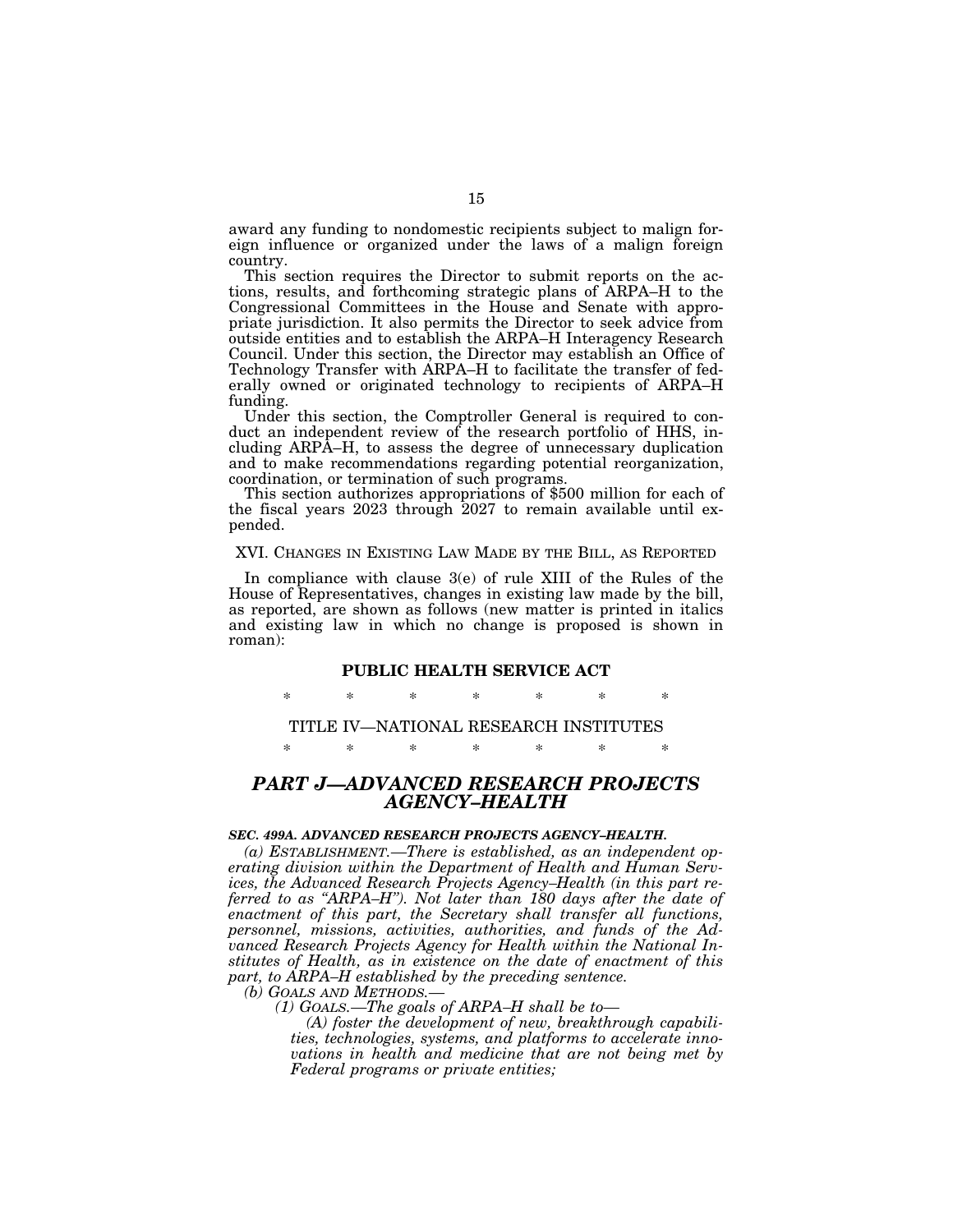award any funding to nondomestic recipients subject to malign foreign influence or organized under the laws of a malign foreign country.

This section requires the Director to submit reports on the actions, results, and forthcoming strategic plans of ARPA–H to the Congressional Committees in the House and Senate with appropriate jurisdiction. It also permits the Director to seek advice from outside entities and to establish the ARPA–H Interagency Research Council. Under this section, the Director may establish an Office of Technology Transfer with ARPA–H to facilitate the transfer of federally owned or originated technology to recipients of ARPA–H funding.

Under this section, the Comptroller General is required to conduct an independent review of the research portfolio of HHS, including ARPA–H, to assess the degree of unnecessary duplication and to make recommendations regarding potential reorganization, coordination, or termination of such programs.

This section authorizes appropriations of $500 million for each of the fiscal years 2023 through 2027 to remain available until expended.

## XVI. CHANGES IN EXISTING LAW MADE BY THE BILL, AS REPORTED

In compliance with clause 3(e) of rule XIII of the Rules of the House of Representatives, changes in existing law made by the bill, as reported, are shown as follows (new matter is printed in italics and existing law in which no change is proposed is shown in roman):

## PUBLIC HEALTH SERVICE ACT

\* \* \* \* \* \* \*

### TITLE IV—NATIONAL RESEARCH INSTITUTES

\* \* \* \* \* \* \*

## *PART J—ADVANCED RESEARCH PROJECTS AGENCY–HEALTH*

***SEC. 499A. ADVANCED RESEARCH PROJECTS AGENCY–HEALTH.***

*(a) ESTABLISHMENT.—There is established, as an independent operating division within the Department of Health and Human Services, the Advanced Research Projects Agency–Health (in this part referred to as "ARPA–H"). Not later than 180 days after the date of enactment of this part, the Secretary shall transfer all functions, personnel, missions, activities, authorities, and funds of the Advanced Research Projects Agency for Health within the National Institutes of Health, as in existence on the date of enactment of this part, to ARPA–H established by the preceding sentence.*

*(b) GOALS AND METHODS.—*

*(1) GOALS.—The goals of ARPA–H shall be to—*

*(A) foster the development of new, breakthrough capabilities, technologies, systems, and platforms to accelerate innovations in health and medicine that are not being met by Federal programs or private entities;*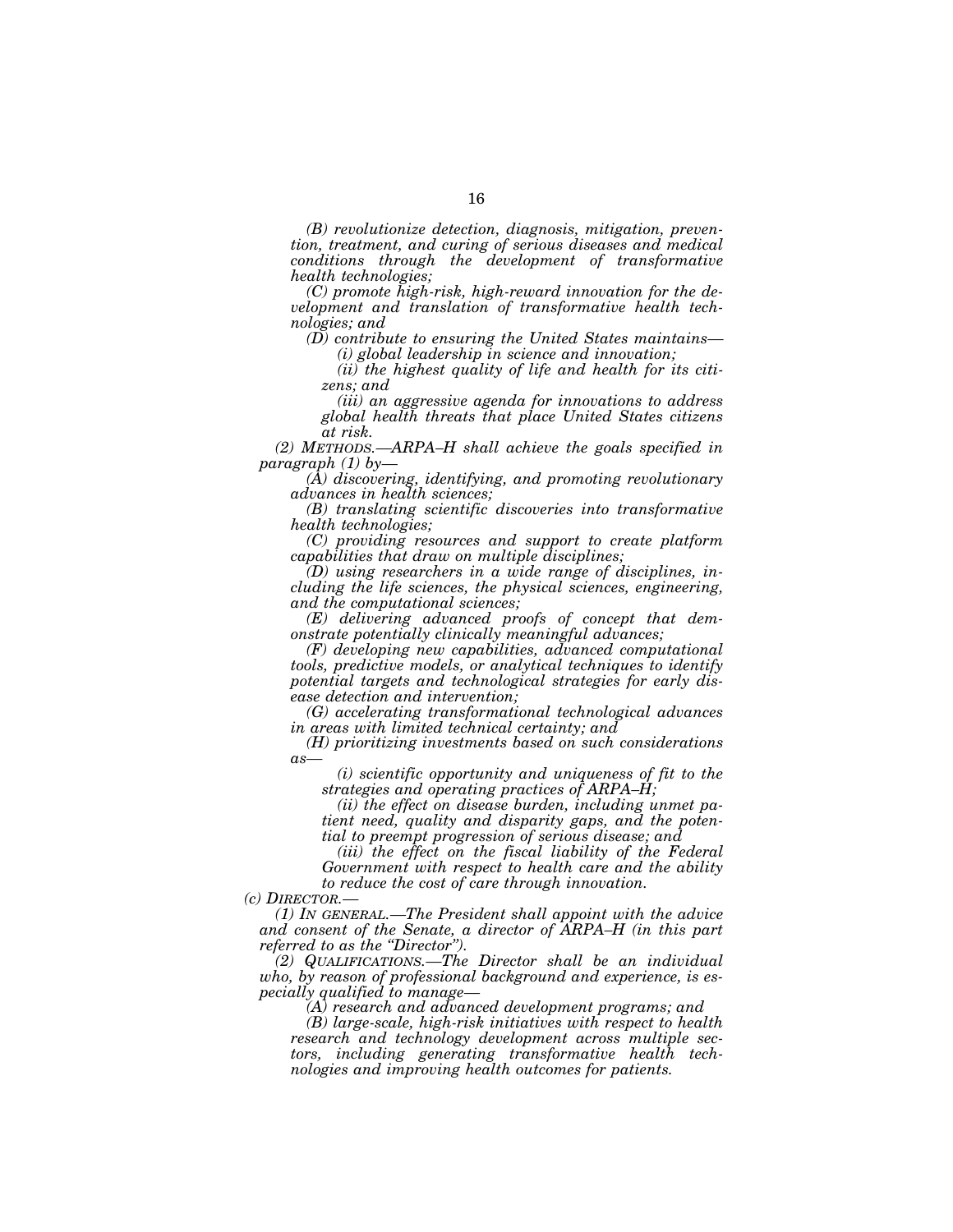*(B) revolutionize detection, diagnosis, mitigation, prevention, treatment, and curing of serious diseases and medical conditions through the development of transformative health technologies;*

*(C) promote high-risk, high-reward innovation for the development and translation of transformative health technologies; and*

*(D) contribute to ensuring the United States maintains—*

*(i) global leadership in science and innovation;*

*(ii) the highest quality of life and health for its citizens; and*

*(iii) an aggressive agenda for innovations to address global health threats that place United States citizens at risk.*

*(2) METHODS.—ARPA–H shall achieve the goals specified in paragraph (1) by—*

*(A) discovering, identifying, and promoting revolutionary advances in health sciences;*

*(B) translating scientific discoveries into transformative health technologies;*

*(C) providing resources and support to create platform capabilities that draw on multiple disciplines;*

*(D) using researchers in a wide range of disciplines, including the life sciences, the physical sciences, engineering, and the computational sciences;*

*(E) delivering advanced proofs of concept that demonstrate potentially clinically meaningful advances;*

*(F) developing new capabilities, advanced computational tools, predictive models, or analytical techniques to identify potential targets and technological strategies for early disease detection and intervention;*

*(G) accelerating transformational technological advances in areas with limited technical certainty; and*

*(H) prioritizing investments based on such considerations as—*

*(i) scientific opportunity and uniqueness of fit to the strategies and operating practices of ARPA–H;*

*(ii) the effect on disease burden, including unmet patient need, quality and disparity gaps, and the potential to preempt progression of serious disease; and*

*(iii) the effect on the fiscal liability of the Federal Government with respect to health care and the ability to reduce the cost of care through innovation.*

*(c) DIRECTOR.—*

*(1) IN GENERAL.—The President shall appoint with the advice and consent of the Senate, a director of ARPA–H (in this part referred to as the "Director").*

*(2) QUALIFICATIONS.—The Director shall be an individual who, by reason of professional background and experience, is especially qualified to manage—*

*(A) research and advanced development programs; and*

*(B) large-scale, high-risk initiatives with respect to health research and technology development across multiple sectors, including generating transformative health technologies and improving health outcomes for patients.*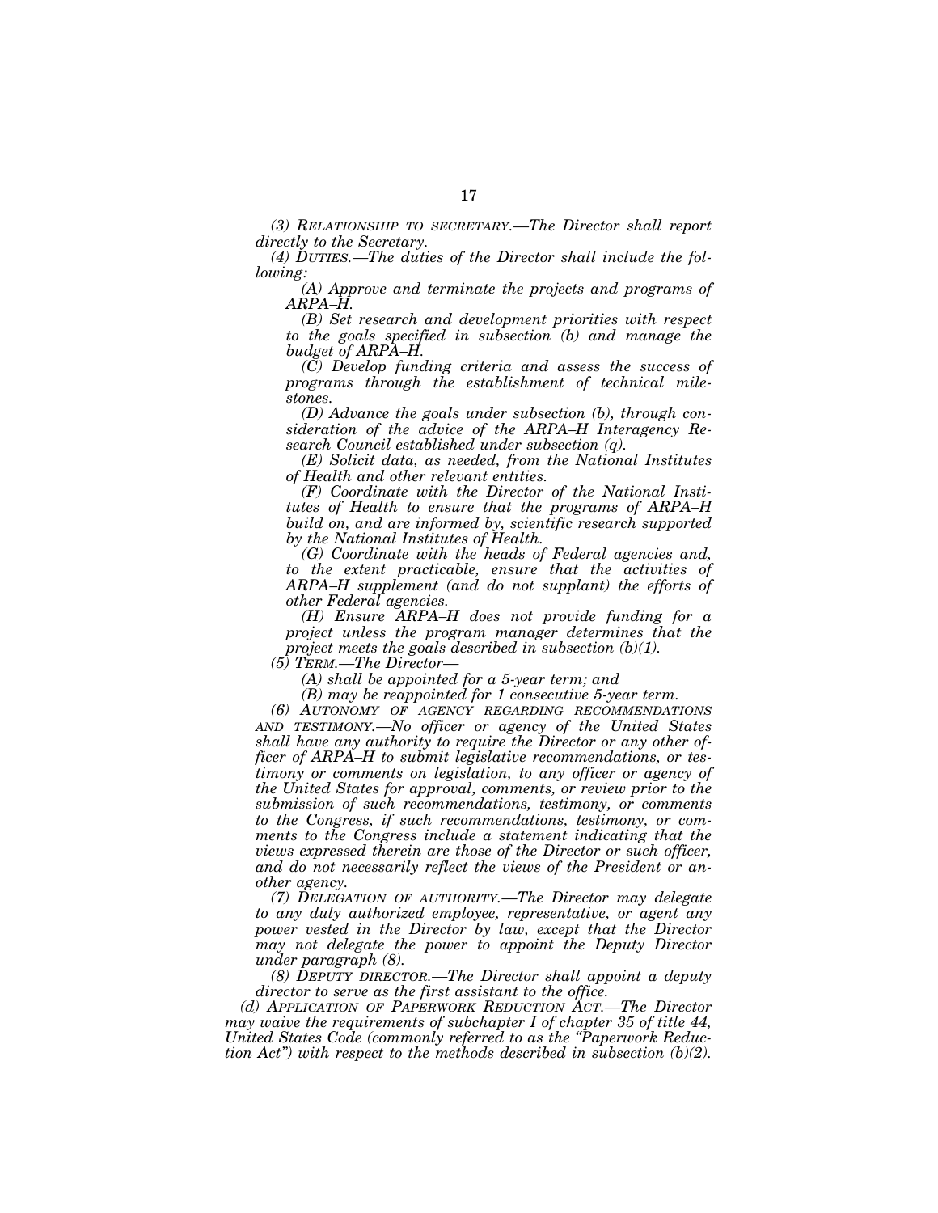*(3) RELATIONSHIP TO SECRETARY.—The Director shall report directly to the Secretary.*

*(4) DUTIES.—The duties of the Director shall include the following:*

*(A) Approve and terminate the projects and programs of ARPA–H.*

*(B) Set research and development priorities with respect to the goals specified in subsection (b) and manage the budget of ARPA–H.*

*(C) Develop funding criteria and assess the success of programs through the establishment of technical milestones.*

*(D) Advance the goals under subsection (b), through consideration of the advice of the ARPA–H Interagency Research Council established under subsection (q).*

*(E) Solicit data, as needed, from the National Institutes of Health and other relevant entities.*

*(F) Coordinate with the Director of the National Institutes of Health to ensure that the programs of ARPA–H build on, and are informed by, scientific research supported by the National Institutes of Health.*

*(G) Coordinate with the heads of Federal agencies and, to the extent practicable, ensure that the activities of ARPA–H supplement (and do not supplant) the efforts of other Federal agencies.*

*(H) Ensure ARPA–H does not provide funding for a project unless the program manager determines that the project meets the goals described in subsection (b)(1).*

*(5) TERM.—The Director—*

*(A) shall be appointed for a 5-year term; and*

*(B) may be reappointed for 1 consecutive 5-year term.*

*(6) AUTONOMY OF AGENCY REGARDING RECOMMENDATIONS AND TESTIMONY.—No officer or agency of the United States shall have any authority to require the Director or any other officer of ARPA–H to submit legislative recommendations, or testimony or comments on legislation, to any officer or agency of the United States for approval, comments, or review prior to the submission of such recommendations, testimony, or comments to the Congress, if such recommendations, testimony, or comments to the Congress include a statement indicating that the views expressed therein are those of the Director or such officer, and do not necessarily reflect the views of the President or another agency.*

*(7) DELEGATION OF AUTHORITY.—The Director may delegate to any duly authorized employee, representative, or agent any power vested in the Director by law, except that the Director may not delegate the power to appoint the Deputy Director under paragraph (8).*

*(8) DEPUTY DIRECTOR.—The Director shall appoint a deputy director to serve as the first assistant to the office.*

*(d) APPLICATION OF PAPERWORK REDUCTION ACT.—The Director may waive the requirements of subchapter I of chapter 35 of title 44, United States Code (commonly referred to as the "Paperwork Reduction Act") with respect to the methods described in subsection (b)(2).*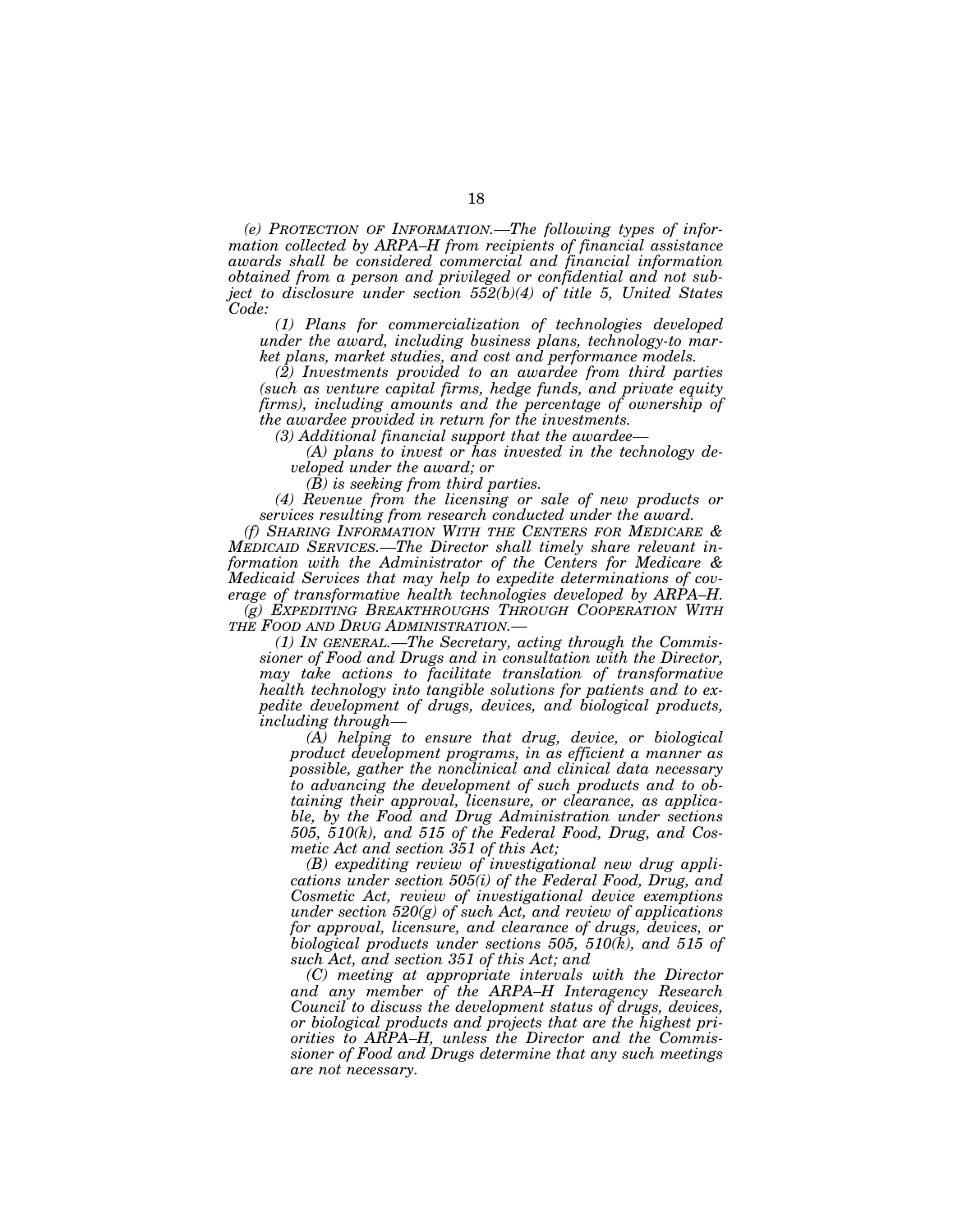*(e) PROTECTION OF INFORMATION.—The following types of information collected by ARPA–H from recipients of financial assistance awards shall be considered commercial and financial information obtained from a person and privileged or confidential and not subject to disclosure under section 552(b)(4) of title 5, United States Code:*

*(1) Plans for commercialization of technologies developed under the award, including business plans, technology-to market plans, market studies, and cost and performance models.*

*(2) Investments provided to an awardee from third parties (such as venture capital firms, hedge funds, and private equity firms), including amounts and the percentage of ownership of the awardee provided in return for the investments.*

*(3) Additional financial support that the awardee—*

*(A) plans to invest or has invested in the technology developed under the award; or*

*(B) is seeking from third parties.*

*(4) Revenue from the licensing or sale of new products or services resulting from research conducted under the award.*

*(f) SHARING INFORMATION WITH THE CENTERS FOR MEDICARE & MEDICAID SERVICES.—The Director shall timely share relevant information with the Administrator of the Centers for Medicare & Medicaid Services that may help to expedite determinations of coverage of transformative health technologies developed by ARPA–H.*

*(g) EXPEDITING BREAKTHROUGHS THROUGH COOPERATION WITH THE FOOD AND DRUG ADMINISTRATION.—*

*(1) IN GENERAL.—The Secretary, acting through the Commissioner of Food and Drugs and in consultation with the Director, may take actions to facilitate translation of transformative health technology into tangible solutions for patients and to expedite development of drugs, devices, and biological products, including through—*

*(A) helping to ensure that drug, device, or biological product development programs, in as efficient a manner as possible, gather the nonclinical and clinical data necessary to advancing the development of such products and to obtaining their approval, licensure, or clearance, as applicable, by the Food and Drug Administration under sections 505, 510(k), and 515 of the Federal Food, Drug, and Cosmetic Act and section 351 of this Act;*

*(B) expediting review of investigational new drug applications under section 505(i) of the Federal Food, Drug, and Cosmetic Act, review of investigational device exemptions under section 520(g) of such Act, and review of applications for approval, licensure, and clearance of drugs, devices, or biological products under sections 505, 510(k), and 515 of such Act, and section 351 of this Act; and*

*(C) meeting at appropriate intervals with the Director and any member of the ARPA–H Interagency Research Council to discuss the development status of drugs, devices, or biological products and projects that are the highest priorities to ARPA–H, unless the Director and the Commissioner of Food and Drugs determine that any such meetings are not necessary.*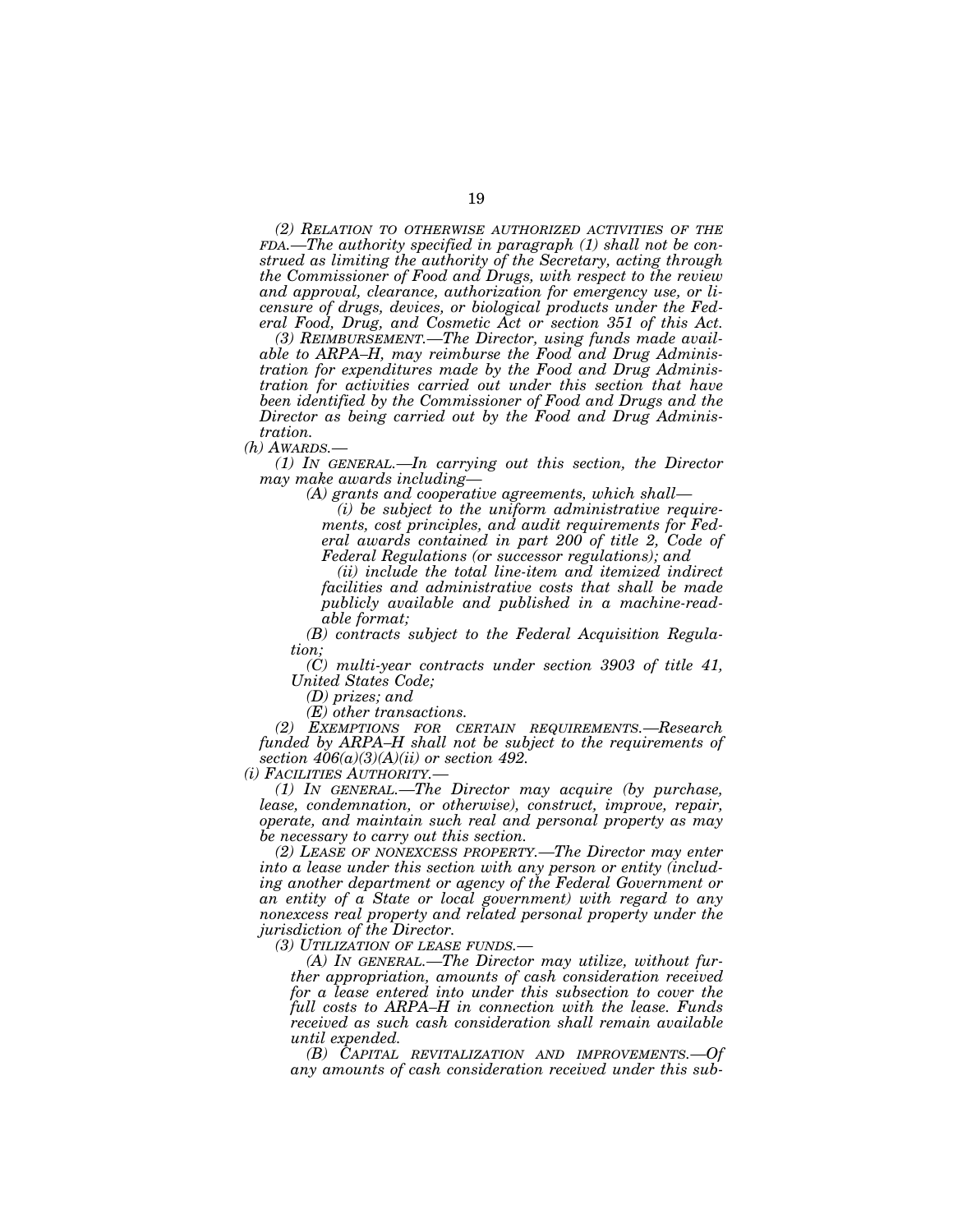*(2) RELATION TO OTHERWISE AUTHORIZED ACTIVITIES OF THE FDA.—The authority specified in paragraph (1) shall not be construed as limiting the authority of the Secretary, acting through the Commissioner of Food and Drugs, with respect to the review and approval, clearance, authorization for emergency use, or licensure of drugs, devices, or biological products under the Federal Food, Drug, and Cosmetic Act or section 351 of this Act.*

*(3) REIMBURSEMENT.—The Director, using funds made available to ARPA–H, may reimburse the Food and Drug Administration for expenditures made by the Food and Drug Administration for activities carried out under this section that have been identified by the Commissioner of Food and Drugs and the Director as being carried out by the Food and Drug Administration.*

*(h) AWARDS.—*

*(1) IN GENERAL.—In carrying out this section, the Director may make awards including—*

*(A) grants and cooperative agreements, which shall—*

*(i) be subject to the uniform administrative requirements, cost principles, and audit requirements for Federal awards contained in part 200 of title 2, Code of Federal Regulations (or successor regulations); and*

*(ii) include the total line-item and itemized indirect facilities and administrative costs that shall be made publicly available and published in a machine-readable format;*

*(B) contracts subject to the Federal Acquisition Regulation;*

*(C) multi-year contracts under section 3903 of title 41, United States Code;*

*(D) prizes; and*

*(E) other transactions.*

*(2) EXEMPTIONS FOR CERTAIN REQUIREMENTS.—Research funded by ARPA–H shall not be subject to the requirements of section 406(a)(3)(A)(ii) or section 492.*

*(i) FACILITIES AUTHORITY.—*

*(1) IN GENERAL.—The Director may acquire (by purchase, lease, condemnation, or otherwise), construct, improve, repair, operate, and maintain such real and personal property as may be necessary to carry out this section.*

*(2) LEASE OF NONEXCESS PROPERTY.—The Director may enter into a lease under this section with any person or entity (including another department or agency of the Federal Government or an entity of a State or local government) with regard to any nonexcess real property and related personal property under the jurisdiction of the Director.*

*(3) UTILIZATION OF LEASE FUNDS.—*

*(A) IN GENERAL.—The Director may utilize, without further appropriation, amounts of cash consideration received for a lease entered into under this subsection to cover the full costs to ARPA–H in connection with the lease. Funds received as such cash consideration shall remain available until expended.*

*(B) CAPITAL REVITALIZATION AND IMPROVEMENTS.—Of any amounts of cash consideration received under this sub-*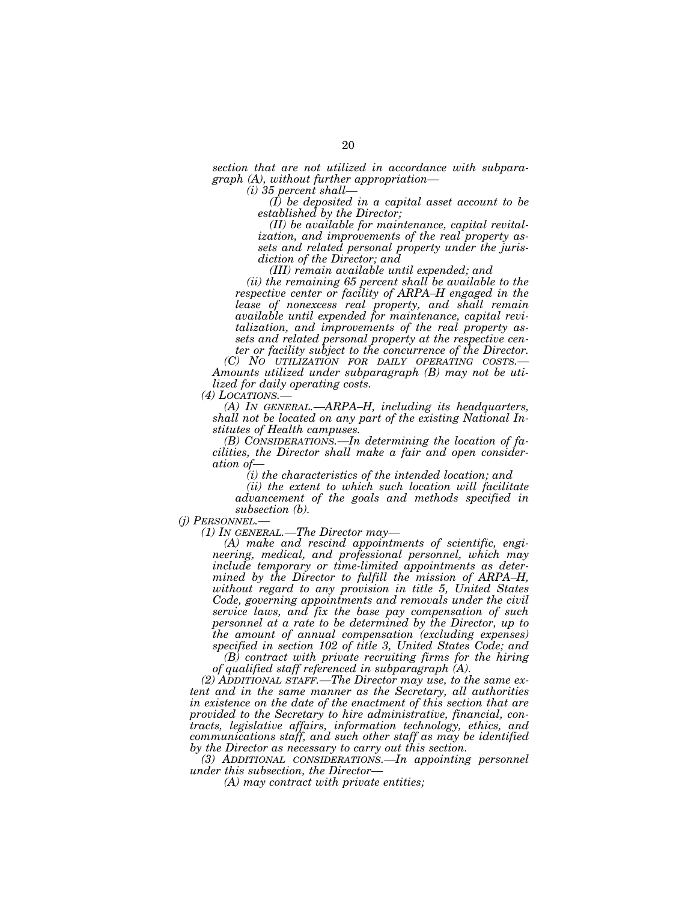*section that are not utilized in accordance with subparagraph (A), without further appropriation—*

*(i) 35 percent shall—*

*(I) be deposited in a capital asset account to be established by the Director;*

*(II) be available for maintenance, capital revitalization, and improvements of the real property assets and related personal property under the jurisdiction of the Director; and*

*(III) remain available until expended; and*

*(ii) the remaining 65 percent shall be available to the respective center or facility of ARPA–H engaged in the lease of nonexcess real property, and shall remain available until expended for maintenance, capital revitalization, and improvements of the real property assets and related personal property at the respective center or facility subject to the concurrence of the Director.*

*(C) NO UTILIZATION FOR DAILY OPERATING COSTS.—Amounts utilized under subparagraph (B) may not be utilized for daily operating costs.*

*(4) LOCATIONS.—*

*(A) IN GENERAL.—ARPA–H, including its headquarters, shall not be located on any part of the existing National Institutes of Health campuses.*

*(B) CONSIDERATIONS.—In determining the location of facilities, the Director shall make a fair and open consideration of—*

*(i) the characteristics of the intended location; and*

*(ii) the extent to which such location will facilitate advancement of the goals and methods specified in subsection (b).*

*(j) PERSONNEL.—*

*(1) IN GENERAL.—The Director may—*

*(A) make and rescind appointments of scientific, engineering, medical, and professional personnel, which may include temporary or time-limited appointments as determined by the Director to fulfill the mission of ARPA–H, without regard to any provision in title 5, United States Code, governing appointments and removals under the civil service laws, and fix the base pay compensation of such personnel at a rate to be determined by the Director, up to the amount of annual compensation (excluding expenses) specified in section 102 of title 3, United States Code; and*

*(B) contract with private recruiting firms for the hiring of qualified staff referenced in subparagraph (A).*

*(2) ADDITIONAL STAFF.—The Director may use, to the same extent and in the same manner as the Secretary, all authorities in existence on the date of the enactment of this section that are provided to the Secretary to hire administrative, financial, contracts, legislative affairs, information technology, ethics, and communications staff, and such other staff as may be identified by the Director as necessary to carry out this section.*

*(3) ADDITIONAL CONSIDERATIONS.—In appointing personnel under this subsection, the Director—*

*(A) may contract with private entities;*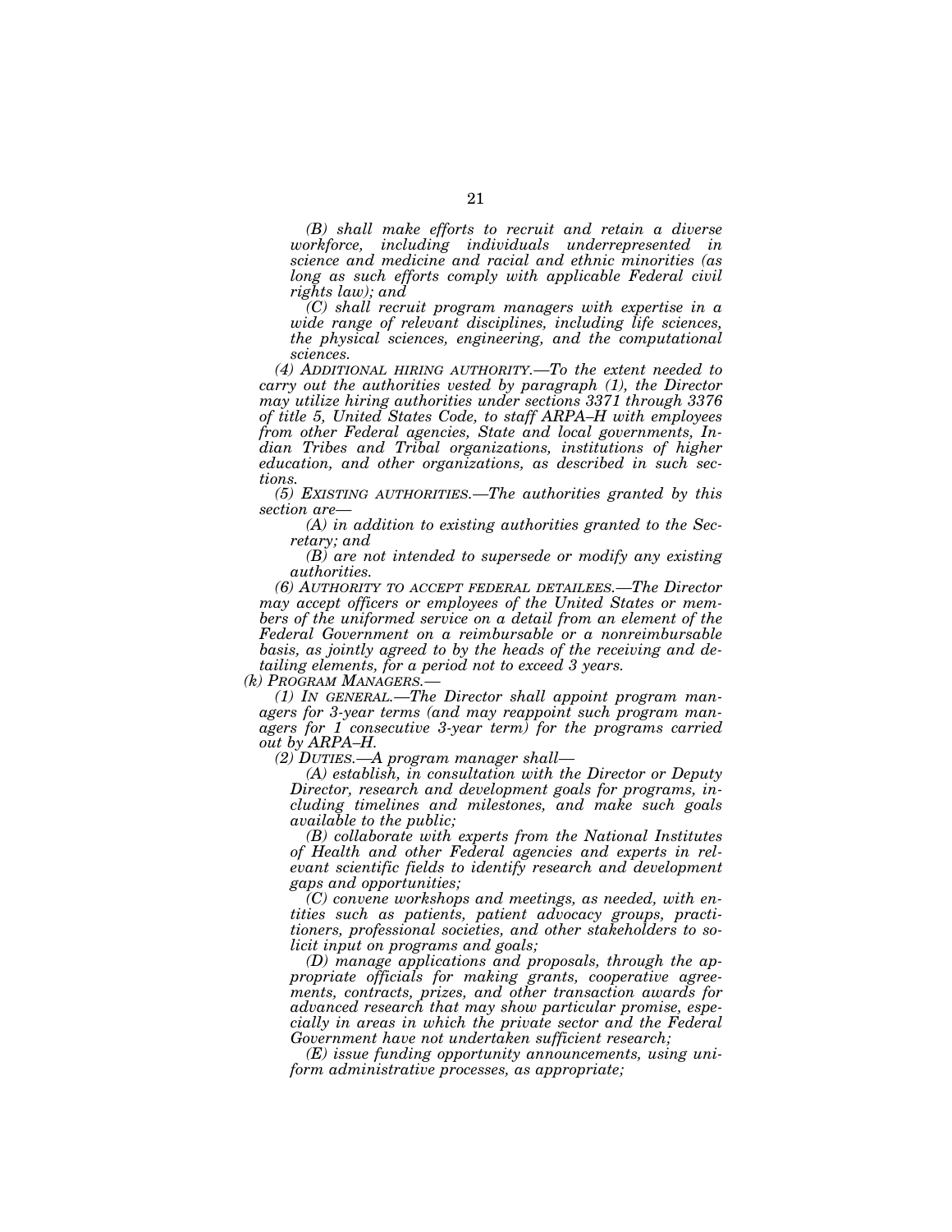*(B) shall make efforts to recruit and retain a diverse workforce, including individuals underrepresented in science and medicine and racial and ethnic minorities (as long as such efforts comply with applicable Federal civil rights law); and*

*(C) shall recruit program managers with expertise in a wide range of relevant disciplines, including life sciences, the physical sciences, engineering, and the computational sciences.*

*(4) ADDITIONAL HIRING AUTHORITY.—To the extent needed to carry out the authorities vested by paragraph (1), the Director may utilize hiring authorities under sections 3371 through 3376 of title 5, United States Code, to staff ARPA–H with employees from other Federal agencies, State and local governments, Indian Tribes and Tribal organizations, institutions of higher education, and other organizations, as described in such sections.*

*(5) EXISTING AUTHORITIES.—The authorities granted by this section are—*

*(A) in addition to existing authorities granted to the Secretary; and*

*(B) are not intended to supersede or modify any existing authorities.*

*(6) AUTHORITY TO ACCEPT FEDERAL DETAILEES.—The Director may accept officers or employees of the United States or members of the uniformed service on a detail from an element of the Federal Government on a reimbursable or a nonreimbursable basis, as jointly agreed to by the heads of the receiving and detailing elements, for a period not to exceed 3 years.*

*(k) PROGRAM MANAGERS.—*

*(1) IN GENERAL.—The Director shall appoint program managers for 3-year terms (and may reappoint such program managers for 1 consecutive 3-year term) for the programs carried out by ARPA–H.*

*(2) DUTIES.—A program manager shall—*

*(A) establish, in consultation with the Director or Deputy Director, research and development goals for programs, including timelines and milestones, and make such goals available to the public;*

*(B) collaborate with experts from the National Institutes of Health and other Federal agencies and experts in relevant scientific fields to identify research and development gaps and opportunities;*

*(C) convene workshops and meetings, as needed, with entities such as patients, patient advocacy groups, practitioners, professional societies, and other stakeholders to solicit input on programs and goals;*

*(D) manage applications and proposals, through the appropriate officials for making grants, cooperative agreements, contracts, prizes, and other transaction awards for advanced research that may show particular promise, especially in areas in which the private sector and the Federal Government have not undertaken sufficient research;*

*(E) issue funding opportunity announcements, using uniform administrative processes, as appropriate;*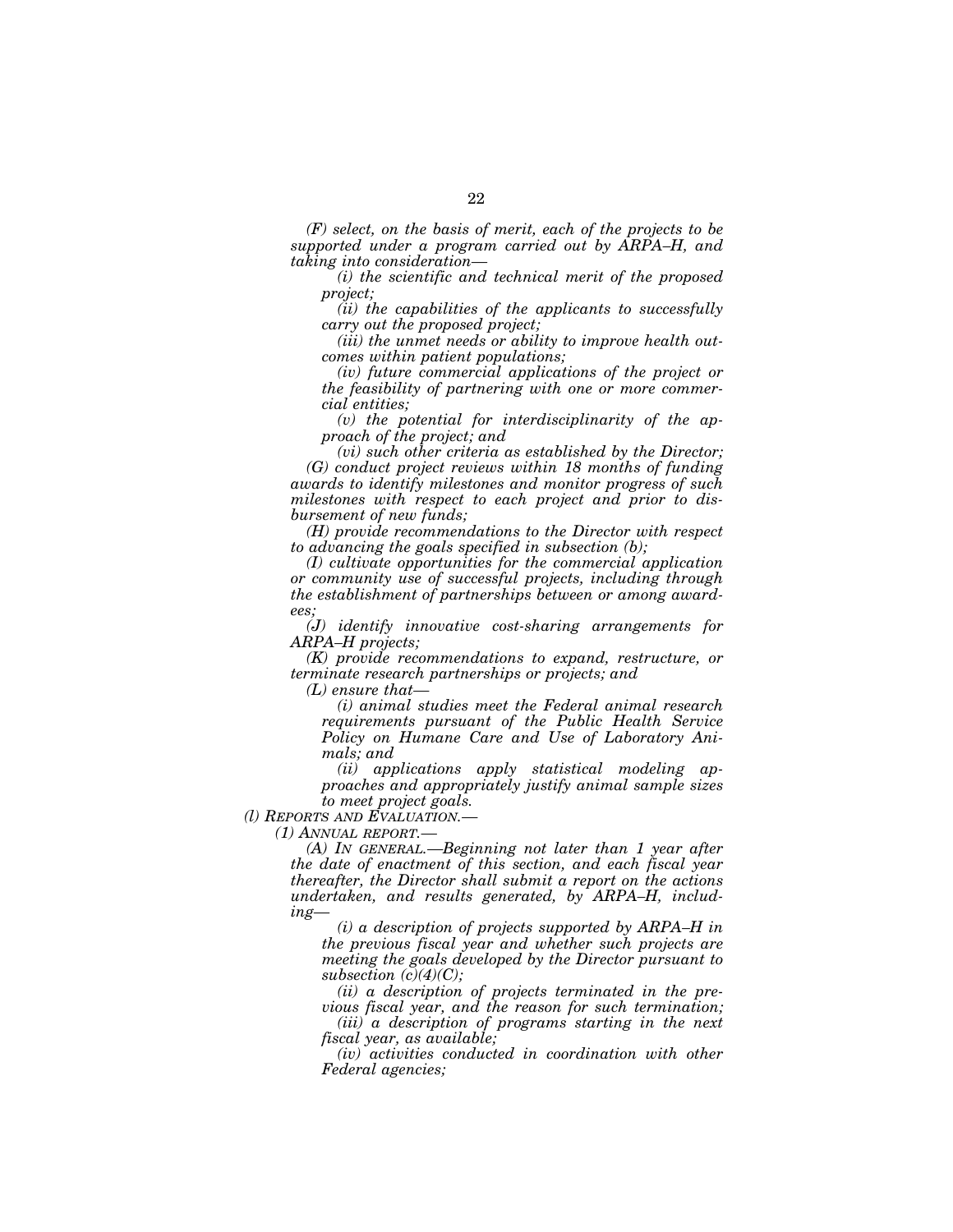*(F) select, on the basis of merit, each of the projects to be supported under a program carried out by ARPA–H, and taking into consideration—*

*(i) the scientific and technical merit of the proposed project;*

*(ii) the capabilities of the applicants to successfully carry out the proposed project;*

*(iii) the unmet needs or ability to improve health outcomes within patient populations;*

*(iv) future commercial applications of the project or the feasibility of partnering with one or more commercial entities;*

*(v) the potential for interdisciplinarity of the approach of the project; and*

*(vi) such other criteria as established by the Director;*

*(G) conduct project reviews within 18 months of funding awards to identify milestones and monitor progress of such milestones with respect to each project and prior to disbursement of new funds;*

*(H) provide recommendations to the Director with respect to advancing the goals specified in subsection (b);*

*(I) cultivate opportunities for the commercial application or community use of successful projects, including through the establishment of partnerships between or among awardees;*

*(J) identify innovative cost-sharing arrangements for ARPA–H projects;*

*(K) provide recommendations to expand, restructure, or terminate research partnerships or projects; and*

*(L) ensure that—*

*(i) animal studies meet the Federal animal research requirements pursuant of the Public Health Service Policy on Humane Care and Use of Laboratory Animals; and*

*(ii) applications apply statistical modeling approaches and appropriately justify animal sample sizes to meet project goals.*

*(l) REPORTS AND EVALUATION.—*

*(1) ANNUAL REPORT.—*

*(A) IN GENERAL.—Beginning not later than 1 year after the date of enactment of this section, and each fiscal year thereafter, the Director shall submit a report on the actions undertaken, and results generated, by ARPA–H, including—*

*(i) a description of projects supported by ARPA–H in the previous fiscal year and whether such projects are meeting the goals developed by the Director pursuant to subsection (c)(4)(C);*

*(ii) a description of projects terminated in the previous fiscal year, and the reason for such termination;*

*(iii) a description of programs starting in the next fiscal year, as available;*

*(iv) activities conducted in coordination with other Federal agencies;*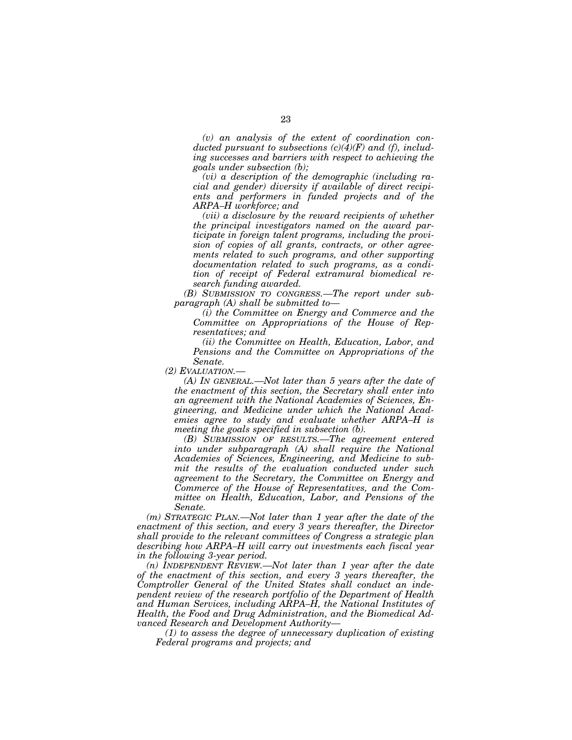*(v) an analysis of the extent of coordination conducted pursuant to subsections (c)(4)(F) and (f), including successes and barriers with respect to achieving the goals under subsection (b);*

*(vi) a description of the demographic (including racial and gender) diversity if available of direct recipients and performers in funded projects and of the ARPA–H workforce; and*

*(vii) a disclosure by the reward recipients of whether the principal investigators named on the award participate in foreign talent programs, including the provision of copies of all grants, contracts, or other agreements related to such programs, and other supporting documentation related to such programs, as a condition of receipt of Federal extramural biomedical research funding awarded.*

*(B) SUBMISSION TO CONGRESS.—The report under subparagraph (A) shall be submitted to—*

*(i) the Committee on Energy and Commerce and the Committee on Appropriations of the House of Representatives; and*

*(ii) the Committee on Health, Education, Labor, and Pensions and the Committee on Appropriations of the Senate.*

*(2) EVALUATION.—*

*(A) IN GENERAL.—Not later than 5 years after the date of the enactment of this section, the Secretary shall enter into an agreement with the National Academies of Sciences, Engineering, and Medicine under which the National Academies agree to study and evaluate whether ARPA–H is meeting the goals specified in subsection (b).*

*(B) SUBMISSION OF RESULTS.—The agreement entered into under subparagraph (A) shall require the National Academies of Sciences, Engineering, and Medicine to submit the results of the evaluation conducted under such agreement to the Secretary, the Committee on Energy and Commerce of the House of Representatives, and the Committee on Health, Education, Labor, and Pensions of the Senate.*

*(m) STRATEGIC PLAN.—Not later than 1 year after the date of the enactment of this section, and every 3 years thereafter, the Director shall provide to the relevant committees of Congress a strategic plan describing how ARPA–H will carry out investments each fiscal year in the following 3-year period.*

*(n) INDEPENDENT REVIEW.—Not later than 1 year after the date of the enactment of this section, and every 3 years thereafter, the Comptroller General of the United States shall conduct an independent review of the research portfolio of the Department of Health and Human Services, including ARPA–H, the National Institutes of Health, the Food and Drug Administration, and the Biomedical Advanced Research and Development Authority—*

*(1) to assess the degree of unnecessary duplication of existing Federal programs and projects; and*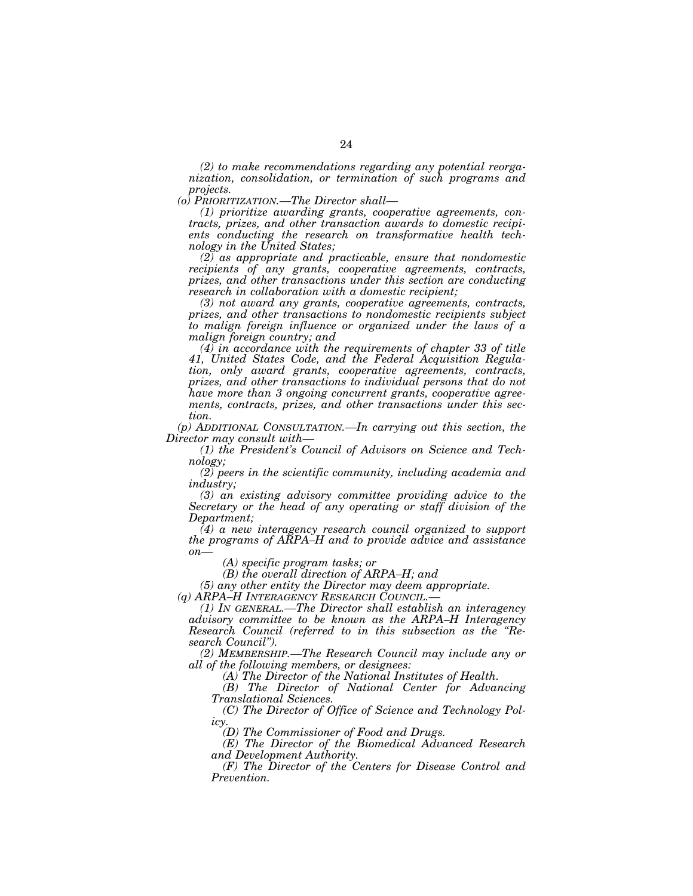*(2) to make recommendations regarding any potential reorganization, consolidation, or termination of such programs and projects.*

*(o) PRIORITIZATION.—The Director shall—*

*(1) prioritize awarding grants, cooperative agreements, contracts, prizes, and other transaction awards to domestic recipients conducting the research on transformative health technology in the United States;*

*(2) as appropriate and practicable, ensure that nondomestic recipients of any grants, cooperative agreements, contracts, prizes, and other transactions under this section are conducting research in collaboration with a domestic recipient;*

*(3) not award any grants, cooperative agreements, contracts, prizes, and other transactions to nondomestic recipients subject to malign foreign influence or organized under the laws of a malign foreign country; and*

*(4) in accordance with the requirements of chapter 33 of title 41, United States Code, and the Federal Acquisition Regulation, only award grants, cooperative agreements, contracts, prizes, and other transactions to individual persons that do not have more than 3 ongoing concurrent grants, cooperative agreements, contracts, prizes, and other transactions under this section.*

*(p) ADDITIONAL CONSULTATION.—In carrying out this section, the Director may consult with—*

*(1) the President's Council of Advisors on Science and Technology;*

*(2) peers in the scientific community, including academia and industry;*

*(3) an existing advisory committee providing advice to the Secretary or the head of any operating or staff division of the Department;*

*(4) a new interagency research council organized to support the programs of ARPA–H and to provide advice and assistance on—*

*(A) specific program tasks; or*

*(B) the overall direction of ARPA–H; and*

*(5) any other entity the Director may deem appropriate.*

*(q) ARPA–H INTERAGENCY RESEARCH COUNCIL.—*

*(1) IN GENERAL.—The Director shall establish an interagency advisory committee to be known as the ARPA–H Interagency Research Council (referred to in this subsection as the "Research Council").*

*(2) MEMBERSHIP.—The Research Council may include any or all of the following members, or designees:*

*(A) The Director of the National Institutes of Health.*

*(B) The Director of National Center for Advancing Translational Sciences.*

*(C) The Director of Office of Science and Technology Policy.*

*(D) The Commissioner of Food and Drugs.*

*(E) The Director of the Biomedical Advanced Research and Development Authority.*

*(F) The Director of the Centers for Disease Control and Prevention.*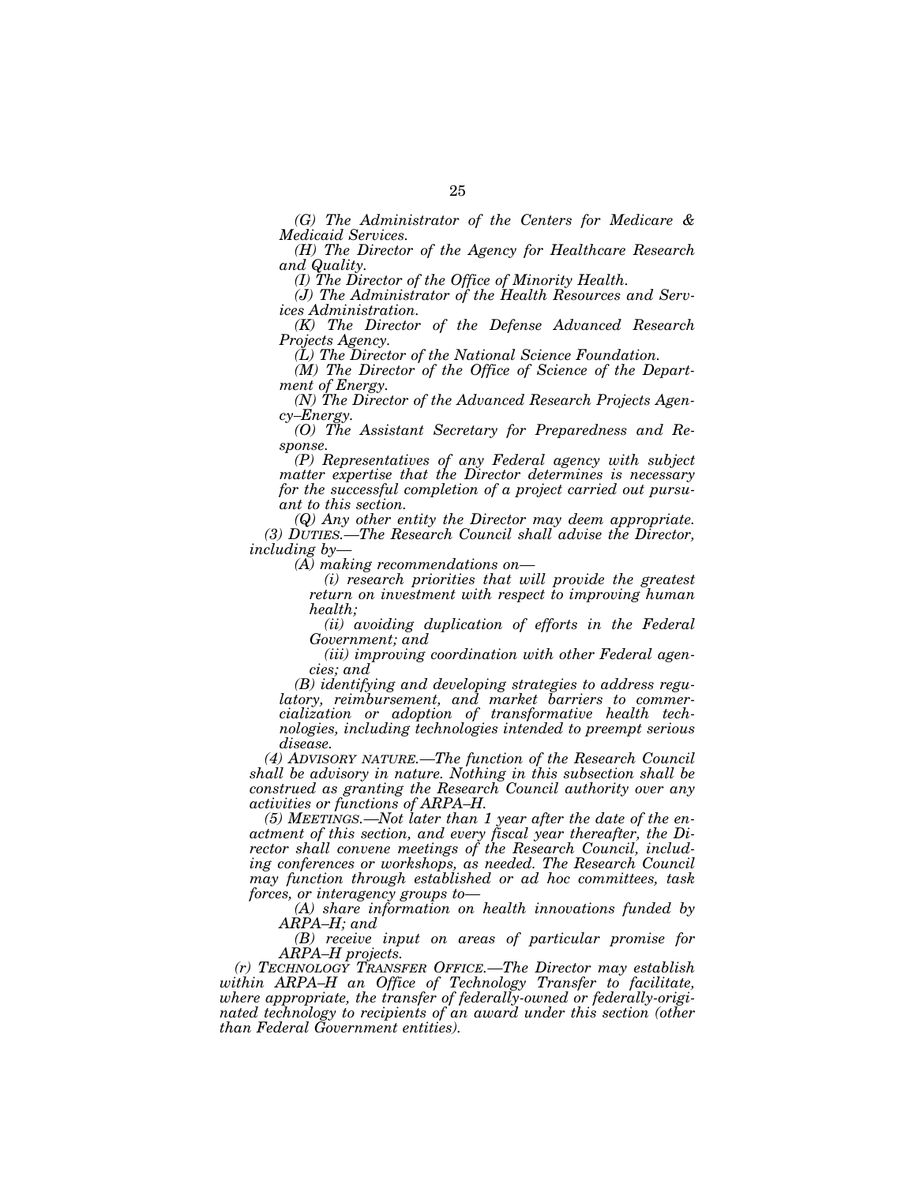*(G) The Administrator of the Centers for Medicare & Medicaid Services.*

*(H) The Director of the Agency for Healthcare Research and Quality.*

*(I) The Director of the Office of Minority Health.*

*(J) The Administrator of the Health Resources and Services Administration.*

*(K) The Director of the Defense Advanced Research Projects Agency.*

*(L) The Director of the National Science Foundation.*

*(M) The Director of the Office of Science of the Department of Energy.*

*(N) The Director of the Advanced Research Projects Agency–Energy.*

*(O) The Assistant Secretary for Preparedness and Response.*

*(P) Representatives of any Federal agency with subject matter expertise that the Director determines is necessary for the successful completion of a project carried out pursuant to this section.*

*(Q) Any other entity the Director may deem appropriate.*

*(3) DUTIES.—The Research Council shall advise the Director, including by—*

*(A) making recommendations on—*

*(i) research priorities that will provide the greatest return on investment with respect to improving human health;*

*(ii) avoiding duplication of efforts in the Federal Government; and*

*(iii) improving coordination with other Federal agencies; and*

*(B) identifying and developing strategies to address regulatory, reimbursement, and market barriers to commercialization or adoption of transformative health technologies, including technologies intended to preempt serious disease.*

*(4) ADVISORY NATURE.—The function of the Research Council shall be advisory in nature. Nothing in this subsection shall be construed as granting the Research Council authority over any activities or functions of ARPA–H.*

*(5) MEETINGS.—Not later than 1 year after the date of the enactment of this section, and every fiscal year thereafter, the Director shall convene meetings of the Research Council, including conferences or workshops, as needed. The Research Council may function through established or ad hoc committees, task forces, or interagency groups to—*

*(A) share information on health innovations funded by ARPA–H; and*

*(B) receive input on areas of particular promise for ARPA–H projects.*

*(r) TECHNOLOGY TRANSFER OFFICE.—The Director may establish within ARPA–H an Office of Technology Transfer to facilitate, where appropriate, the transfer of federally-owned or federally-originated technology to recipients of an award under this section (other than Federal Government entities).*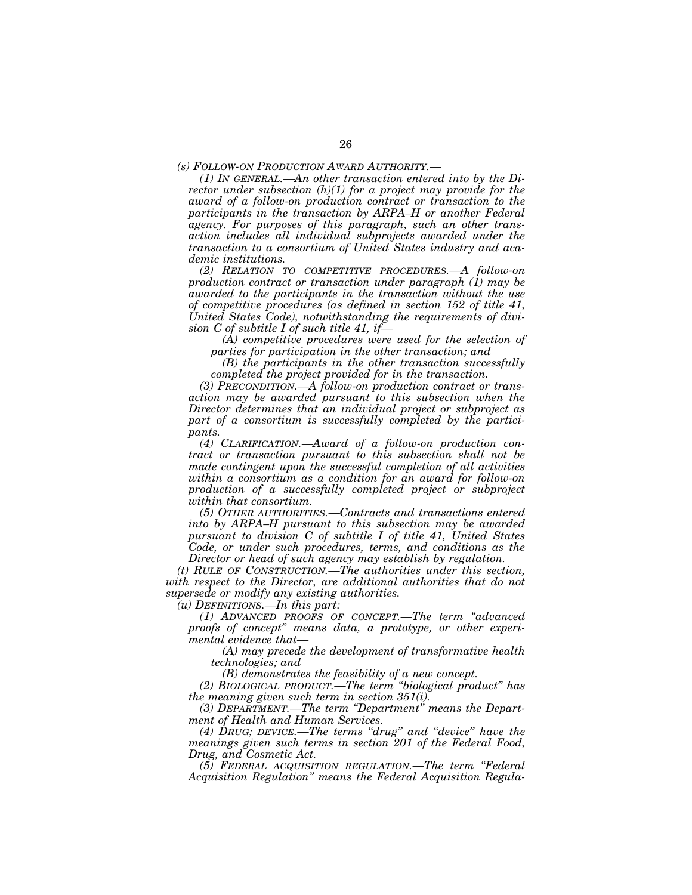*(s) FOLLOW-ON PRODUCTION AWARD AUTHORITY.—*

*(1) IN GENERAL.—An other transaction entered into by the Director under subsection (h)(1) for a project may provide for the award of a follow-on production contract or transaction to the participants in the transaction by ARPA–H or another Federal agency. For purposes of this paragraph, such an other transaction includes all individual subprojects awarded under the transaction to a consortium of United States industry and academic institutions.*

*(2) RELATION TO COMPETITIVE PROCEDURES.—A follow-on production contract or transaction under paragraph (1) may be awarded to the participants in the transaction without the use of competitive procedures (as defined in section 152 of title 41, United States Code), notwithstanding the requirements of division C of subtitle I of such title 41, if—*

*(A) competitive procedures were used for the selection of parties for participation in the other transaction; and*

*(B) the participants in the other transaction successfully completed the project provided for in the transaction.*

*(3) PRECONDITION.—A follow-on production contract or transaction may be awarded pursuant to this subsection when the Director determines that an individual project or subproject as part of a consortium is successfully completed by the participants.*

*(4) CLARIFICATION.—Award of a follow-on production contract or transaction pursuant to this subsection shall not be made contingent upon the successful completion of all activities within a consortium as a condition for an award for follow-on production of a successfully completed project or subproject within that consortium.*

*(5) OTHER AUTHORITIES.—Contracts and transactions entered into by ARPA–H pursuant to this subsection may be awarded pursuant to division C of subtitle I of title 41, United States Code, or under such procedures, terms, and conditions as the Director or head of such agency may establish by regulation.*

*(t) RULE OF CONSTRUCTION.—The authorities under this section, with respect to the Director, are additional authorities that do not supersede or modify any existing authorities.*

*(u) DEFINITIONS.—In this part:*

*(1) ADVANCED PROOFS OF CONCEPT.—The term "advanced proofs of concept" means data, a prototype, or other experimental evidence that—*

*(A) may precede the development of transformative health technologies; and*

*(B) demonstrates the feasibility of a new concept.*

*(2) BIOLOGICAL PRODUCT.—The term "biological product" has the meaning given such term in section 351(i).*

*(3) DEPARTMENT.—The term "Department" means the Department of Health and Human Services.*

*(4) DRUG; DEVICE.—The terms "drug" and "device" have the meanings given such terms in section 201 of the Federal Food, Drug, and Cosmetic Act.*

*(5) FEDERAL ACQUISITION REGULATION.—The term "Federal Acquisition Regulation" means the Federal Acquisition Regula-*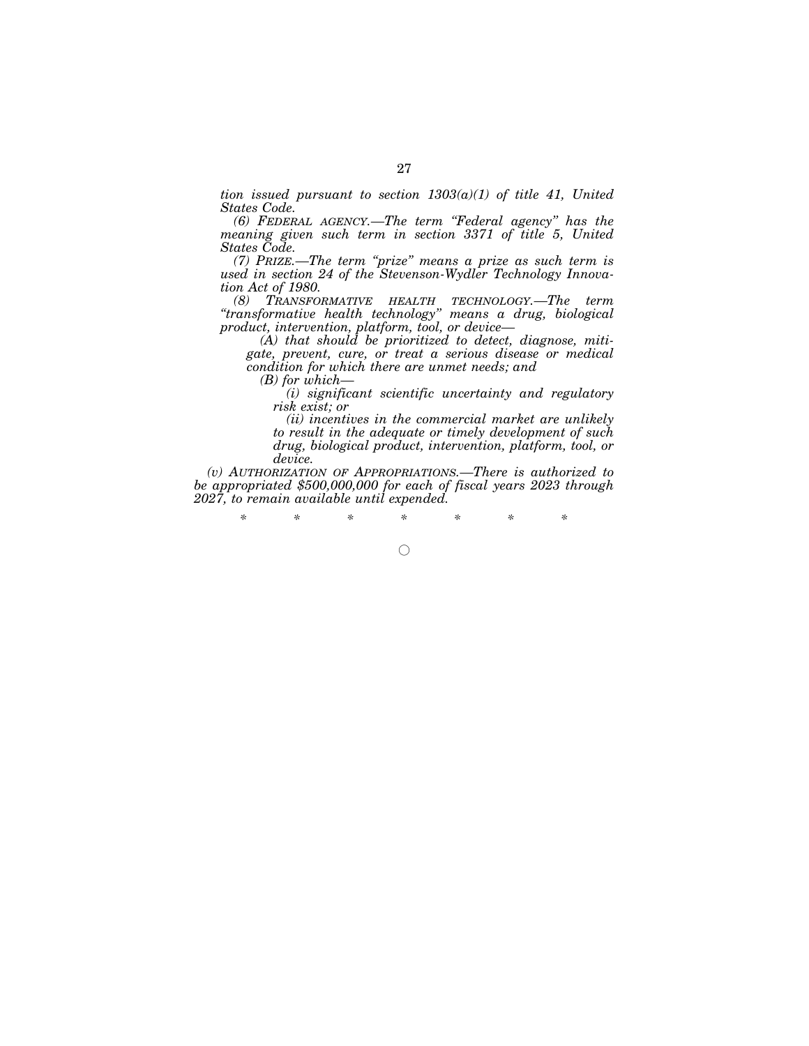*tion issued pursuant to section 1303(a)(1) of title 41, United States Code.*

*(6) FEDERAL AGENCY.—The term "Federal agency" has the meaning given such term in section 3371 of title 5, United States Code.*

*(7) PRIZE.—The term "prize" means a prize as such term is used in section 24 of the Stevenson-Wydler Technology Innovation Act of 1980.*

*(8) TRANSFORMATIVE HEALTH TECHNOLOGY.—The term "transformative health technology" means a drug, biological product, intervention, platform, tool, or device—*

*(A) that should be prioritized to detect, diagnose, mitigate, prevent, cure, or treat a serious disease or medical condition for which there are unmet needs; and*

*(B) for which—*

*(i) significant scientific uncertainty and regulatory risk exist; or*

*(ii) incentives in the commercial market are unlikely to result in the adequate or timely development of such drug, biological product, intervention, platform, tool, or device.*

*(v) AUTHORIZATION OF APPROPRIATIONS.—There is authorized to be appropriated $500,000,000 for each of fiscal years 2023 through 2027, to remain available until expended.*

\* \* \* \* \* \* \*